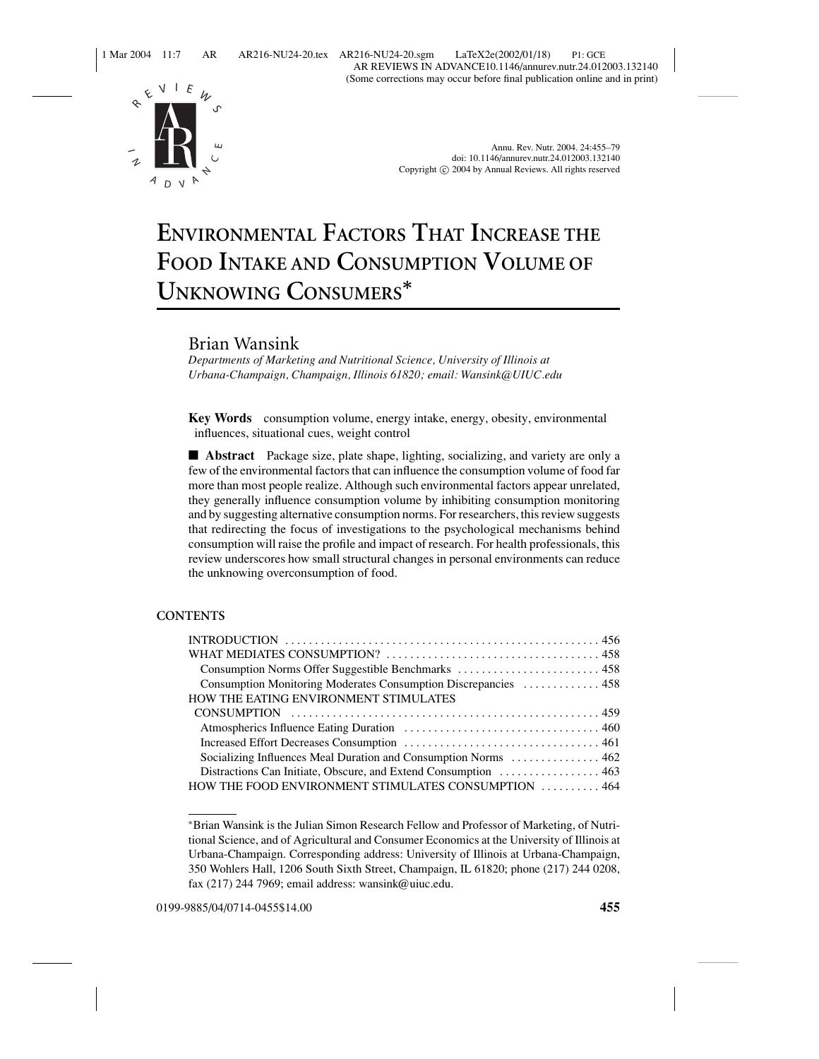# ENVIRONMENTAL FACTORS THAT INCREASE THE FOOD INTAKE AND CONSUMPTION VOLUME OF UNKNOWING CONSUMERS*

Brian Wansink

*Departments of Marketing and Nutritional Science, University of Illinois at Urbana-Champaign, Champaign, Illinois 61820; email: Wansink@UIUC.edu*

**Key Words** consumption volume, energy intake, energy, obesity, environmental influences, situational cues, weight control

■ **Abstract** Package size, plate shape, lighting, socializing, and variety are only a few of the environmental factors that can influence the consumption volume of food far more than most people realize. Although such environmental factors appear unrelated, they generally influence consumption volume by inhibiting consumption monitoring and by suggesting alternative consumption norms. For researchers, this review suggests that redirecting the focus of investigations to the psychological mechanisms behind consumption will raise the profile and impact of research. For health professionals, this review underscores how small structural changes in personal environments can reduce the unknowing overconsumption of food.

## CONTENTS

- INTRODUCTION ..... 456
- WHAT MEDIATES CONSUMPTION? ..... 458
  - Consumption Norms Offer Suggestible Benchmarks ..... 458
  - Consumption Monitoring Moderates Consumption Discrepancies ..... 458
- HOW THE EATING ENVIRONMENT STIMULATES CONSUMPTION ..... 459
  - Atmospherics Influence Eating Duration ..... 460
  - Increased Effort Decreases Consumption ..... 461
  - Socializing Influences Meal Duration and Consumption Norms ..... 462
  - Distractions Can Initiate, Obscure, and Extend Consumption ..... 463
- HOW THE FOOD ENVIRONMENT STIMULATES CONSUMPTION ..... 464

---

*Brian Wansink is the Julian Simon Research Fellow and Professor of Marketing, of Nutritional Science, and of Agricultural and Consumer Economics at the University of Illinois at Urbana-Champaign. Corresponding address: University of Illinois at Urbana-Champaign, 350 Wohlers Hall, 1206 South Sixth Street, Champaign, IL 61820; phone (217) 244 0208, fax (217) 244 7969; email address: wansink@uiuc.edu.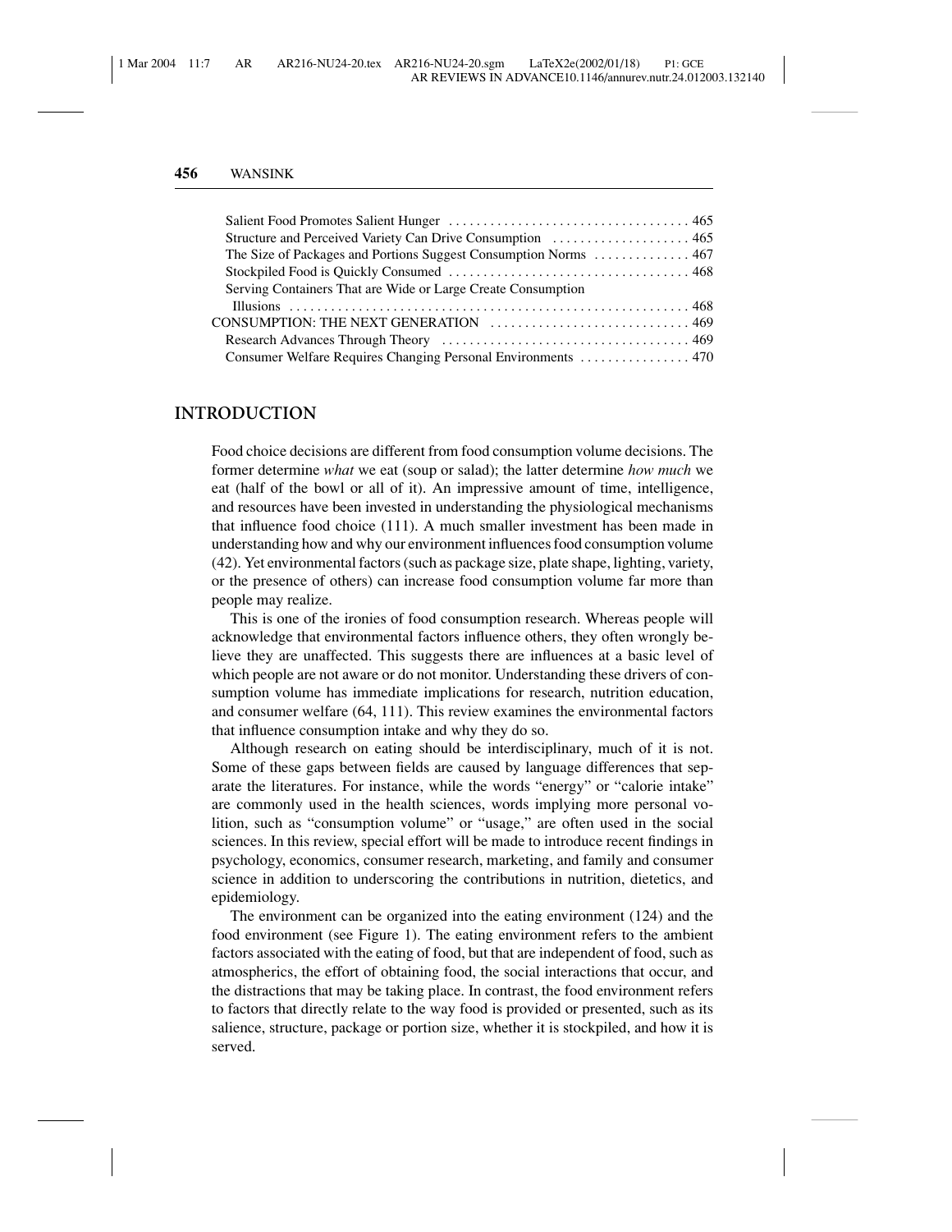Salient Food Promotes Salient Hunger . . . . . . . . . . . . . . . . . . . . . . . . . . . . . . . . . . . 465
Structure and Perceived Variety Can Drive Consumption . . . . . . . . . . . . . . . . . . . . 465
The Size of Packages and Portions Suggest Consumption Norms . . . . . . . . . . . . . 467
Stockpiled Food is Quickly Consumed . . . . . . . . . . . . . . . . . . . . . . . . . . . . . . . . . . . 468
Serving Containers That are Wide or Large Create Consumption Illusions . . . . . . . . . . . . . . . . . . . . . . . . . . . . . . . . . . . . . . . . . . . . . . . . . . . . . . . . . 468
CONSUMPTION: THE NEXT GENERATION . . . . . . . . . . . . . . . . . . . . . . . . . . . . . 469
Research Advances Through Theory . . . . . . . . . . . . . . . . . . . . . . . . . . . . . . . . . . . . 469
Consumer Welfare Requires Changing Personal Environments . . . . . . . . . . . . . . . . 470

## INTRODUCTION

Food choice decisions are different from food consumption volume decisions. The former determine *what* we eat (soup or salad); the latter determine *how much* we eat (half of the bowl or all of it). An impressive amount of time, intelligence, and resources have been invested in understanding the physiological mechanisms that influence food choice (111). A much smaller investment has been made in understanding how and why our environment influences food consumption volume (42). Yet environmental factors (such as package size, plate shape, lighting, variety, or the presence of others) can increase food consumption volume far more than people may realize.

This is one of the ironies of food consumption research. Whereas people will acknowledge that environmental factors influence others, they often wrongly believe they are unaffected. This suggests there are influences at a basic level of which people are not aware or do not monitor. Understanding these drivers of consumption volume has immediate implications for research, nutrition education, and consumer welfare (64, 111). This review examines the environmental factors that influence consumption intake and why they do so.

Although research on eating should be interdisciplinary, much of it is not. Some of these gaps between fields are caused by language differences that separate the literatures. For instance, while the words "energy" or "calorie intake" are commonly used in the health sciences, words implying more personal volition, such as "consumption volume" or "usage," are often used in the social sciences. In this review, special effort will be made to introduce recent findings in psychology, economics, consumer research, marketing, and family and consumer science in addition to underscoring the contributions in nutrition, dietetics, and epidemiology.

The environment can be organized into the eating environment (124) and the food environment (see Figure 1). The eating environment refers to the ambient factors associated with the eating of food, but that are independent of food, such as atmospherics, the effort of obtaining food, the social interactions that occur, and the distractions that may be taking place. In contrast, the food environment refers to factors that directly relate to the way food is provided or presented, such as its salience, structure, package or portion size, whether it is stockpiled, and how it is served.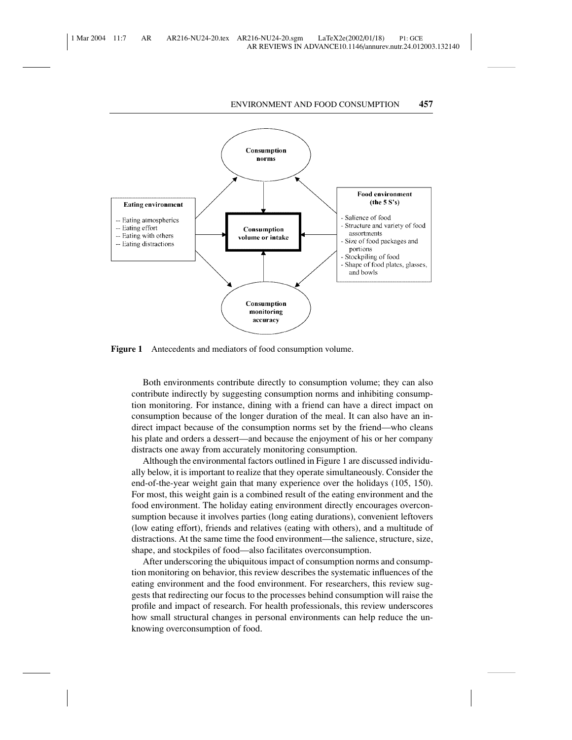**Figure 1** Antecedents and mediators of food consumption volume.

Both environments contribute directly to consumption volume; they can also contribute indirectly by suggesting consumption norms and inhibiting consumption monitoring. For instance, dining with a friend can have a direct impact on consumption because of the longer duration of the meal. It can also have an indirect impact because of the consumption norms set by the friend—who cleans his plate and orders a dessert—and because the enjoyment of his or her company distracts one away from accurately monitoring consumption.

Although the environmental factors outlined in Figure 1 are discussed individually below, it is important to realize that they operate simultaneously. Consider the end-of-the-year weight gain that many experience over the holidays (105, 150). For most, this weight gain is a combined result of the eating environment and the food environment. The holiday eating environment directly encourages overconsumption because it involves parties (long eating durations), convenient leftovers (low eating effort), friends and relatives (eating with others), and a multitude of distractions. At the same time the food environment—the salience, structure, size, shape, and stockpiles of food—also facilitates overconsumption.

After underscoring the ubiquitous impact of consumption norms and consumption monitoring on behavior, this review describes the systematic influences of the eating environment and the food environment. For researchers, this review suggests that redirecting our focus to the processes behind consumption will raise the profile and impact of research. For health professionals, this review underscores how small structural changes in personal environments can help reduce the unknowing overconsumption of food.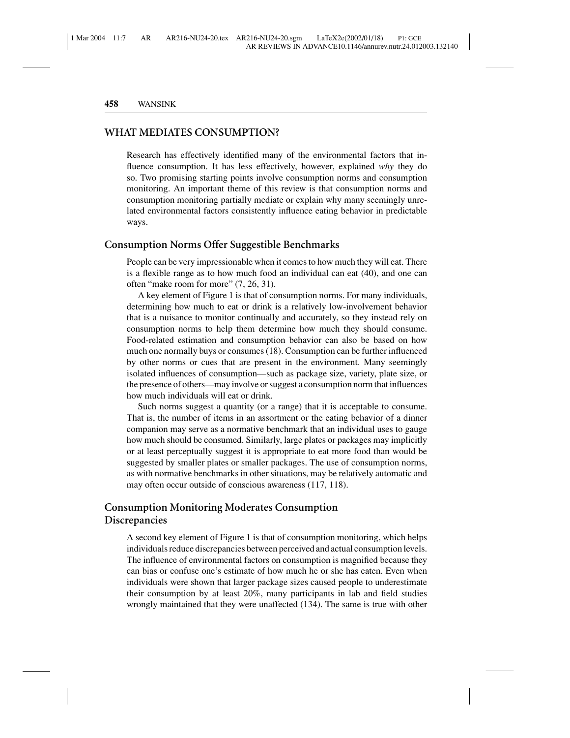## WHAT MEDIATES CONSUMPTION?

Research has effectively identified many of the environmental factors that influence consumption. It has less effectively, however, explained *why* they do so. Two promising starting points involve consumption norms and consumption monitoring. An important theme of this review is that consumption norms and consumption monitoring partially mediate or explain why many seemingly unrelated environmental factors consistently influence eating behavior in predictable ways.

### Consumption Norms Offer Suggestible Benchmarks

People can be very impressionable when it comes to how much they will eat. There is a flexible range as to how much food an individual can eat (40), and one can often "make room for more" (7, 26, 31).

A key element of Figure 1 is that of consumption norms. For many individuals, determining how much to eat or drink is a relatively low-involvement behavior that is a nuisance to monitor continually and accurately, so they instead rely on consumption norms to help them determine how much they should consume. Food-related estimation and consumption behavior can also be based on how much one normally buys or consumes (18). Consumption can be further influenced by other norms or cues that are present in the environment. Many seemingly isolated influences of consumption—such as package size, variety, plate size, or the presence of others—may involve or suggest a consumption norm that influences how much individuals will eat or drink.

Such norms suggest a quantity (or a range) that it is acceptable to consume. That is, the number of items in an assortment or the eating behavior of a dinner companion may serve as a normative benchmark that an individual uses to gauge how much should be consumed. Similarly, large plates or packages may implicitly or at least perceptually suggest it is appropriate to eat more food than would be suggested by smaller plates or smaller packages. The use of consumption norms, as with normative benchmarks in other situations, may be relatively automatic and may often occur outside of conscious awareness (117, 118).

### Consumption Monitoring Moderates Consumption Discrepancies

A second key element of Figure 1 is that of consumption monitoring, which helps individuals reduce discrepancies between perceived and actual consumption levels. The influence of environmental factors on consumption is magnified because they can bias or confuse one's estimate of how much he or she has eaten. Even when individuals were shown that larger package sizes caused people to underestimate their consumption by at least 20%, many participants in lab and field studies wrongly maintained that they were unaffected (134). The same is true with other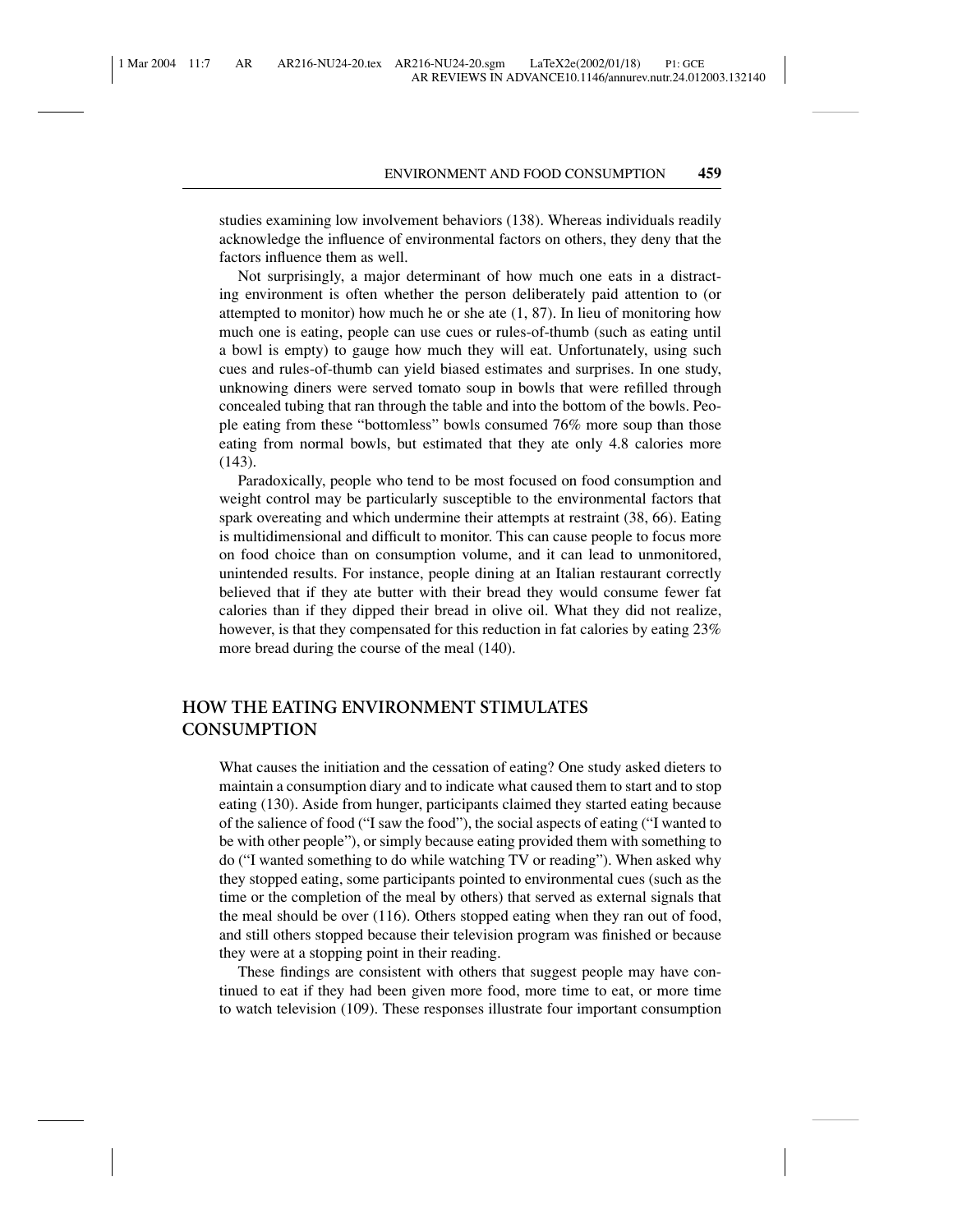studies examining low involvement behaviors (138). Whereas individuals readily acknowledge the influence of environmental factors on others, they deny that the factors influence them as well.

Not surprisingly, a major determinant of how much one eats in a distracting environment is often whether the person deliberately paid attention to (or attempted to monitor) how much he or she ate (1, 87). In lieu of monitoring how much one is eating, people can use cues or rules-of-thumb (such as eating until a bowl is empty) to gauge how much they will eat. Unfortunately, using such cues and rules-of-thumb can yield biased estimates and surprises. In one study, unknowing diners were served tomato soup in bowls that were refilled through concealed tubing that ran through the table and into the bottom of the bowls. People eating from these "bottomless" bowls consumed 76% more soup than those eating from normal bowls, but estimated that they ate only 4.8 calories more (143).

Paradoxically, people who tend to be most focused on food consumption and weight control may be particularly susceptible to the environmental factors that spark overeating and which undermine their attempts at restraint (38, 66). Eating is multidimensional and difficult to monitor. This can cause people to focus more on food choice than on consumption volume, and it can lead to unmonitored, unintended results. For instance, people dining at an Italian restaurant correctly believed that if they ate butter with their bread they would consume fewer fat calories than if they dipped their bread in olive oil. What they did not realize, however, is that they compensated for this reduction in fat calories by eating 23% more bread during the course of the meal (140).

## HOW THE EATING ENVIRONMENT STIMULATES CONSUMPTION

What causes the initiation and the cessation of eating? One study asked dieters to maintain a consumption diary and to indicate what caused them to start and to stop eating (130). Aside from hunger, participants claimed they started eating because of the salience of food ("I saw the food"), the social aspects of eating ("I wanted to be with other people"), or simply because eating provided them with something to do ("I wanted something to do while watching TV or reading"). When asked why they stopped eating, some participants pointed to environmental cues (such as the time or the completion of the meal by others) that served as external signals that the meal should be over (116). Others stopped eating when they ran out of food, and still others stopped because their television program was finished or because they were at a stopping point in their reading.

These findings are consistent with others that suggest people may have continued to eat if they had been given more food, more time to eat, or more time to watch television (109). These responses illustrate four important consumption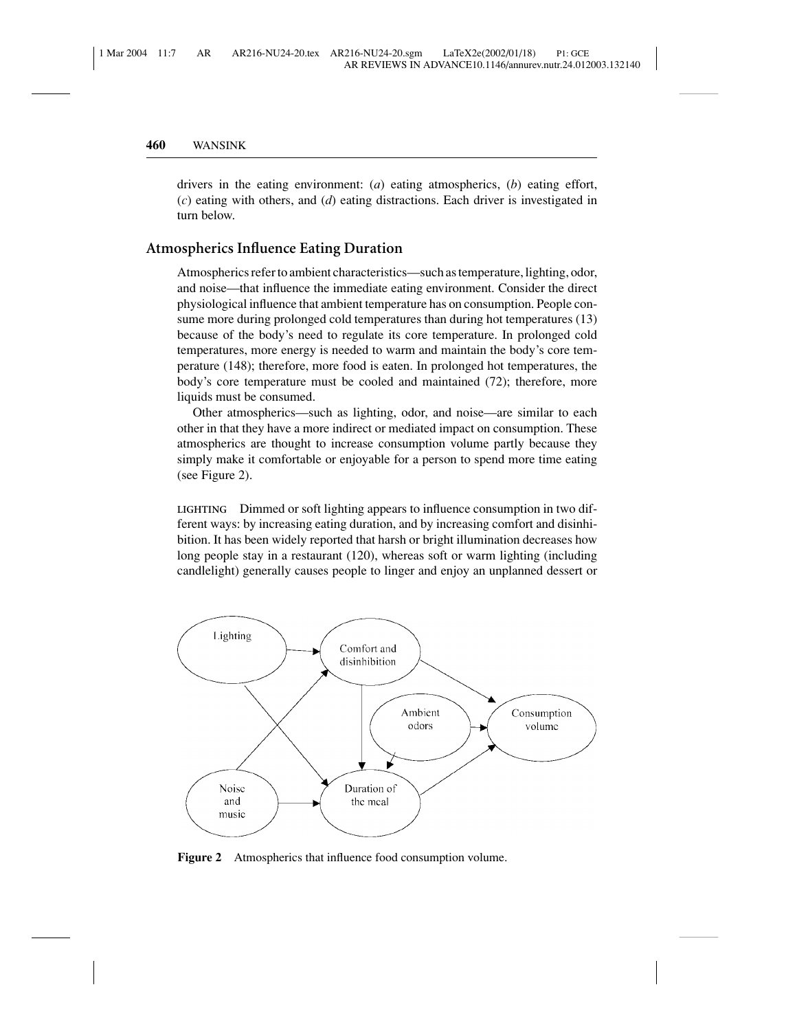drivers in the eating environment: (*a*) eating atmospherics, (*b*) eating effort, (*c*) eating with others, and (*d*) eating distractions. Each driver is investigated in turn below.

## Atmospherics Influence Eating Duration

Atmospherics refer to ambient characteristics—such as temperature, lighting, odor, and noise—that influence the immediate eating environment. Consider the direct physiological influence that ambient temperature has on consumption. People consume more during prolonged cold temperatures than during hot temperatures (13) because of the body's need to regulate its core temperature. In prolonged cold temperatures, more energy is needed to warm and maintain the body's core temperature (148); therefore, more food is eaten. In prolonged hot temperatures, the body's core temperature must be cooled and maintained (72); therefore, more liquids must be consumed.

Other atmospherics—such as lighting, odor, and noise—are similar to each other in that they have a more indirect or mediated impact on consumption. These atmospherics are thought to increase consumption volume partly because they simply make it comfortable or enjoyable for a person to spend more time eating (see Figure 2).

**LIGHTING** Dimmed or soft lighting appears to influence consumption in two different ways: by increasing eating duration, and by increasing comfort and disinhibition. It has been widely reported that harsh or bright illumination decreases how long people stay in a restaurant (120), whereas soft or warm lighting (including candlelight) generally causes people to linger and enjoy an unplanned dessert or

**Figure 2** Atmospherics that influence food consumption volume.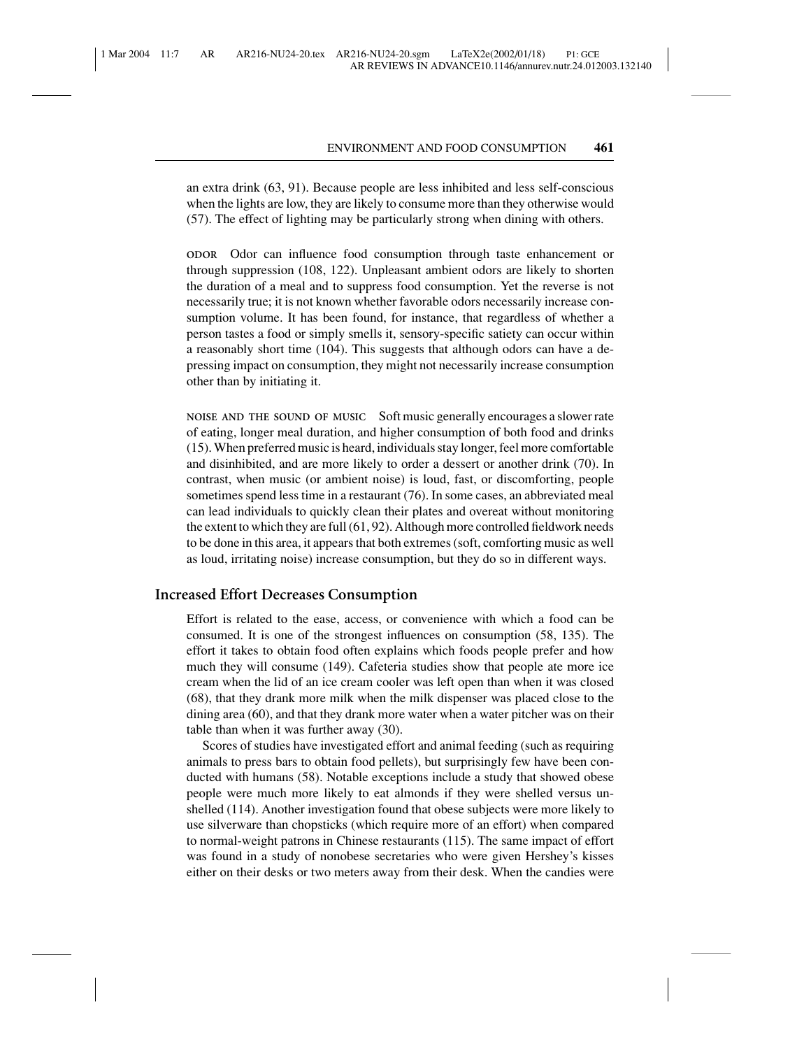an extra drink (63, 91). Because people are less inhibited and less self-conscious when the lights are low, they are likely to consume more than they otherwise would (57). The effect of lighting may be particularly strong when dining with others.

**ODOR** Odor can influence food consumption through taste enhancement or through suppression (108, 122). Unpleasant ambient odors are likely to shorten the duration of a meal and to suppress food consumption. Yet the reverse is not necessarily true; it is not known whether favorable odors necessarily increase consumption volume. It has been found, for instance, that regardless of whether a person tastes a food or simply smells it, sensory-specific satiety can occur within a reasonably short time (104). This suggests that although odors can have a depressing impact on consumption, they might not necessarily increase consumption other than by initiating it.

**NOISE AND THE SOUND OF MUSIC** Soft music generally encourages a slower rate of eating, longer meal duration, and higher consumption of both food and drinks (15). When preferred music is heard, individuals stay longer, feel more comfortable and disinhibited, and are more likely to order a dessert or another drink (70). In contrast, when music (or ambient noise) is loud, fast, or discomforting, people sometimes spend less time in a restaurant (76). In some cases, an abbreviated meal can lead individuals to quickly clean their plates and overeat without monitoring the extent to which they are full (61, 92). Although more controlled fieldwork needs to be done in this area, it appears that both extremes (soft, comforting music as well as loud, irritating noise) increase consumption, but they do so in different ways.

### Increased Effort Decreases Consumption

Effort is related to the ease, access, or convenience with which a food can be consumed. It is one of the strongest influences on consumption (58, 135). The effort it takes to obtain food often explains which foods people prefer and how much they will consume (149). Cafeteria studies show that people ate more ice cream when the lid of an ice cream cooler was left open than when it was closed (68), that they drank more milk when the milk dispenser was placed close to the dining area (60), and that they drank more water when a water pitcher was on their table than when it was further away (30).

Scores of studies have investigated effort and animal feeding (such as requiring animals to press bars to obtain food pellets), but surprisingly few have been conducted with humans (58). Notable exceptions include a study that showed obese people were much more likely to eat almonds if they were shelled versus unshelled (114). Another investigation found that obese subjects were more likely to use silverware than chopsticks (which require more of an effort) when compared to normal-weight patrons in Chinese restaurants (115). The same impact of effort was found in a study of nonobese secretaries who were given Hershey's kisses either on their desks or two meters away from their desk. When the candies were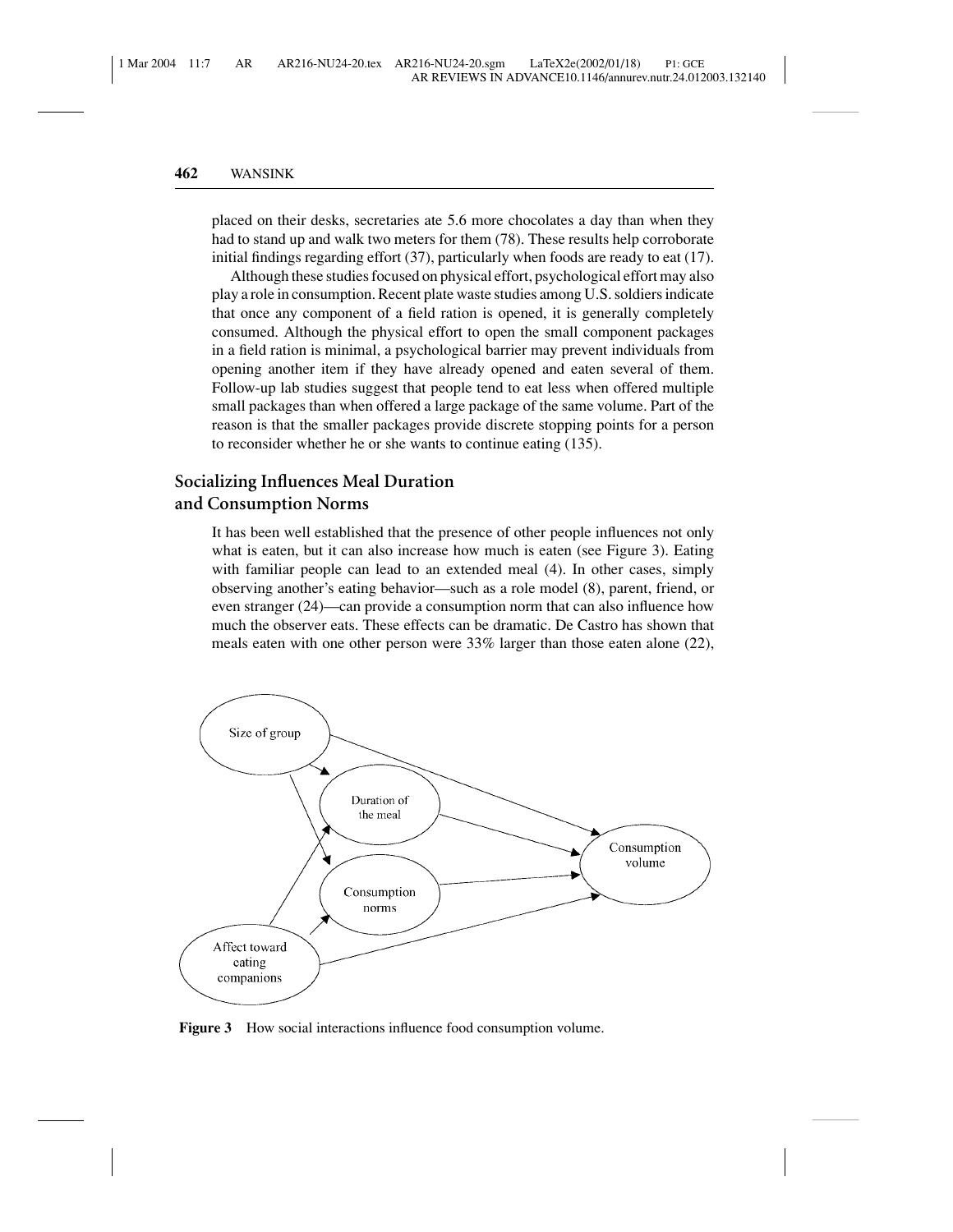placed on their desks, secretaries ate 5.6 more chocolates a day than when they had to stand up and walk two meters for them (78). These results help corroborate initial findings regarding effort (37), particularly when foods are ready to eat (17).

Although these studies focused on physical effort, psychological effort may also play a role in consumption. Recent plate waste studies among U.S. soldiers indicate that once any component of a field ration is opened, it is generally completely consumed. Although the physical effort to open the small component packages in a field ration is minimal, a psychological barrier may prevent individuals from opening another item if they have already opened and eaten several of them. Follow-up lab studies suggest that people tend to eat less when offered multiple small packages than when offered a large package of the same volume. Part of the reason is that the smaller packages provide discrete stopping points for a person to reconsider whether he or she wants to continue eating (135).

## Socializing Influences Meal Duration and Consumption Norms

It has been well established that the presence of other people influences not only what is eaten, but it can also increase how much is eaten (see Figure 3). Eating with familiar people can lead to an extended meal (4). In other cases, simply observing another's eating behavior—such as a role model (8), parent, friend, or even stranger (24)—can provide a consumption norm that can also influence how much the observer eats. These effects can be dramatic. De Castro has shown that meals eaten with one other person were 33% larger than those eaten alone (22),

**Figure 3** How social interactions influence food consumption volume.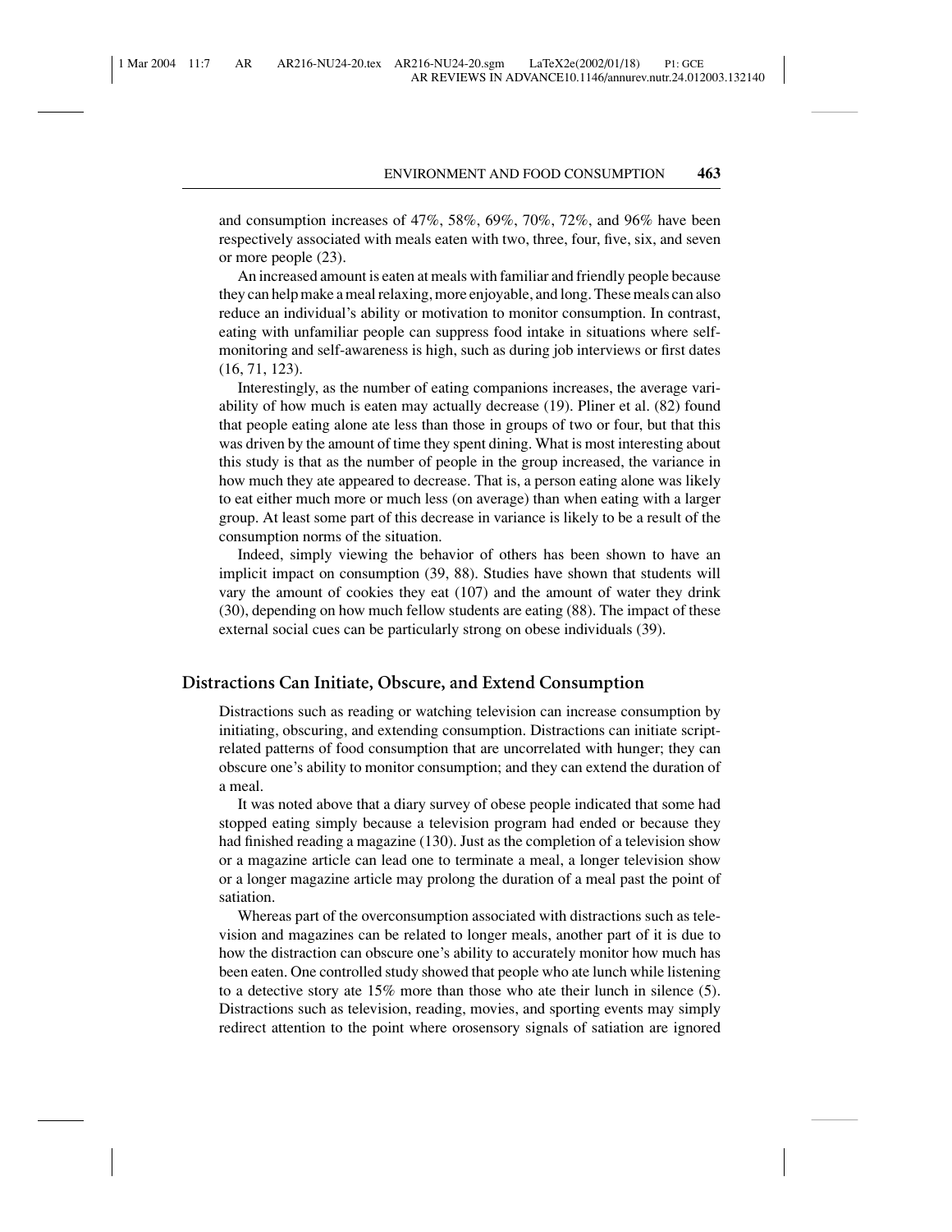and consumption increases of 47%, 58%, 69%, 70%, 72%, and 96% have been respectively associated with meals eaten with two, three, four, five, six, and seven or more people (23).

An increased amount is eaten at meals with familiar and friendly people because they can help make a meal relaxing, more enjoyable, and long. These meals can also reduce an individual's ability or motivation to monitor consumption. In contrast, eating with unfamiliar people can suppress food intake in situations where self-monitoring and self-awareness is high, such as during job interviews or first dates (16, 71, 123).

Interestingly, as the number of eating companions increases, the average variability of how much is eaten may actually decrease (19). Pliner et al. (82) found that people eating alone ate less than those in groups of two or four, but that this was driven by the amount of time they spent dining. What is most interesting about this study is that as the number of people in the group increased, the variance in how much they ate appeared to decrease. That is, a person eating alone was likely to eat either much more or much less (on average) than when eating with a larger group. At least some part of this decrease in variance is likely to be a result of the consumption norms of the situation.

Indeed, simply viewing the behavior of others has been shown to have an implicit impact on consumption (39, 88). Studies have shown that students will vary the amount of cookies they eat (107) and the amount of water they drink (30), depending on how much fellow students are eating (88). The impact of these external social cues can be particularly strong on obese individuals (39).

## Distractions Can Initiate, Obscure, and Extend Consumption

Distractions such as reading or watching television can increase consumption by initiating, obscuring, and extending consumption. Distractions can initiate script-related patterns of food consumption that are uncorrelated with hunger; they can obscure one's ability to monitor consumption; and they can extend the duration of a meal.

It was noted above that a diary survey of obese people indicated that some had stopped eating simply because a television program had ended or because they had finished reading a magazine (130). Just as the completion of a television show or a magazine article can lead one to terminate a meal, a longer television show or a longer magazine article may prolong the duration of a meal past the point of satiation.

Whereas part of the overconsumption associated with distractions such as television and magazines can be related to longer meals, another part of it is due to how the distraction can obscure one's ability to accurately monitor how much has been eaten. One controlled study showed that people who ate lunch while listening to a detective story ate 15% more than those who ate their lunch in silence (5). Distractions such as television, reading, movies, and sporting events may simply redirect attention to the point where orosensory signals of satiation are ignored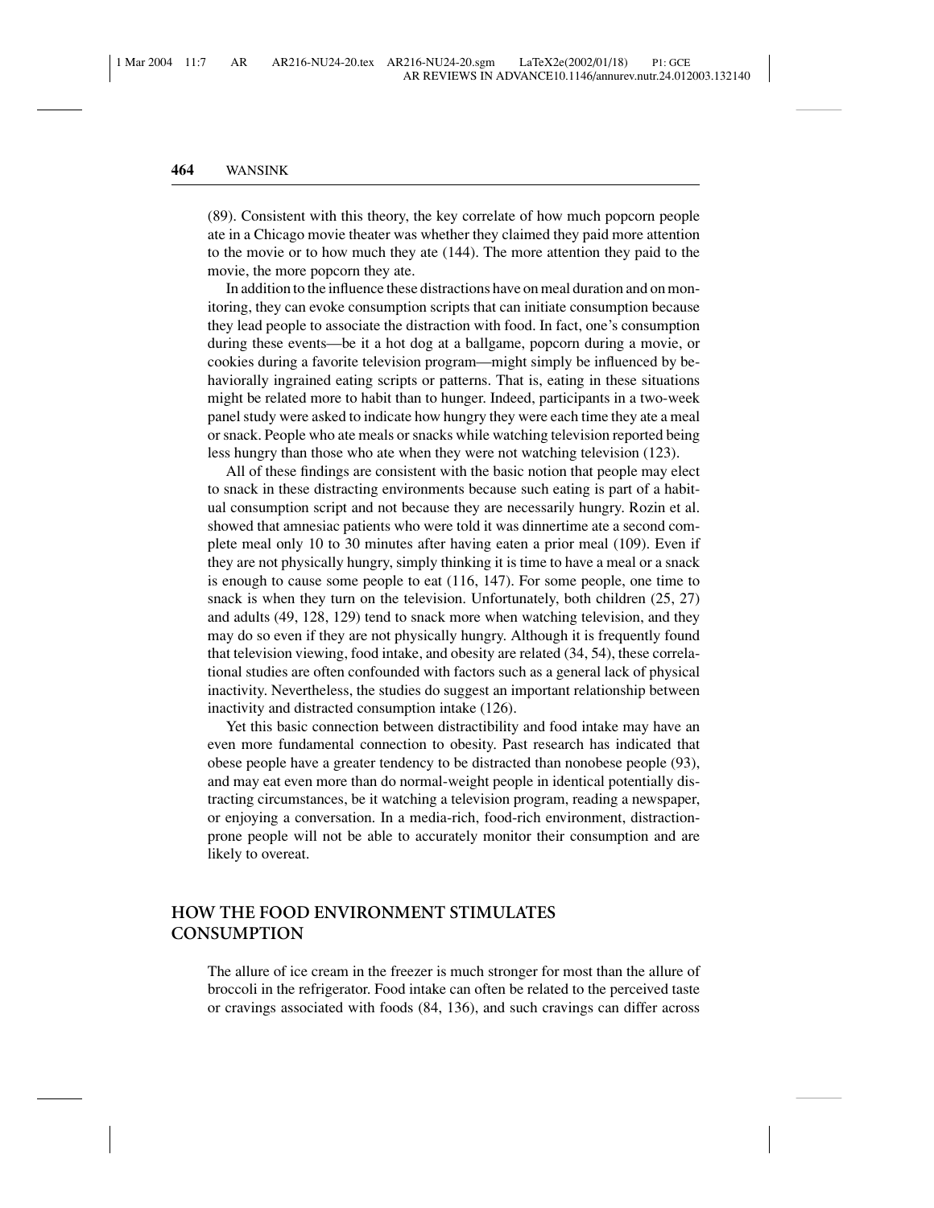(89). Consistent with this theory, the key correlate of how much popcorn people ate in a Chicago movie theater was whether they claimed they paid more attention to the movie or to how much they ate (144). The more attention they paid to the movie, the more popcorn they ate.

In addition to the influence these distractions have on meal duration and on monitoring, they can evoke consumption scripts that can initiate consumption because they lead people to associate the distraction with food. In fact, one's consumption during these events—be it a hot dog at a ballgame, popcorn during a movie, or cookies during a favorite television program—might simply be influenced by behaviorally ingrained eating scripts or patterns. That is, eating in these situations might be related more to habit than to hunger. Indeed, participants in a two-week panel study were asked to indicate how hungry they were each time they ate a meal or snack. People who ate meals or snacks while watching television reported being less hungry than those who ate when they were not watching television (123).

All of these findings are consistent with the basic notion that people may elect to snack in these distracting environments because such eating is part of a habitual consumption script and not because they are necessarily hungry. Rozin et al. showed that amnesiac patients who were told it was dinnertime ate a second complete meal only 10 to 30 minutes after having eaten a prior meal (109). Even if they are not physically hungry, simply thinking it is time to have a meal or a snack is enough to cause some people to eat (116, 147). For some people, one time to snack is when they turn on the television. Unfortunately, both children (25, 27) and adults (49, 128, 129) tend to snack more when watching television, and they may do so even if they are not physically hungry. Although it is frequently found that television viewing, food intake, and obesity are related (34, 54), these correlational studies are often confounded with factors such as a general lack of physical inactivity. Nevertheless, the studies do suggest an important relationship between inactivity and distracted consumption intake (126).

Yet this basic connection between distractibility and food intake may have an even more fundamental connection to obesity. Past research has indicated that obese people have a greater tendency to be distracted than nonobese people (93), and may eat even more than do normal-weight people in identical potentially distracting circumstances, be it watching a television program, reading a newspaper, or enjoying a conversation. In a media-rich, food-rich environment, distraction-prone people will not be able to accurately monitor their consumption and are likely to overeat.

## HOW THE FOOD ENVIRONMENT STIMULATES CONSUMPTION

The allure of ice cream in the freezer is much stronger for most than the allure of broccoli in the refrigerator. Food intake can often be related to the perceived taste or cravings associated with foods (84, 136), and such cravings can differ across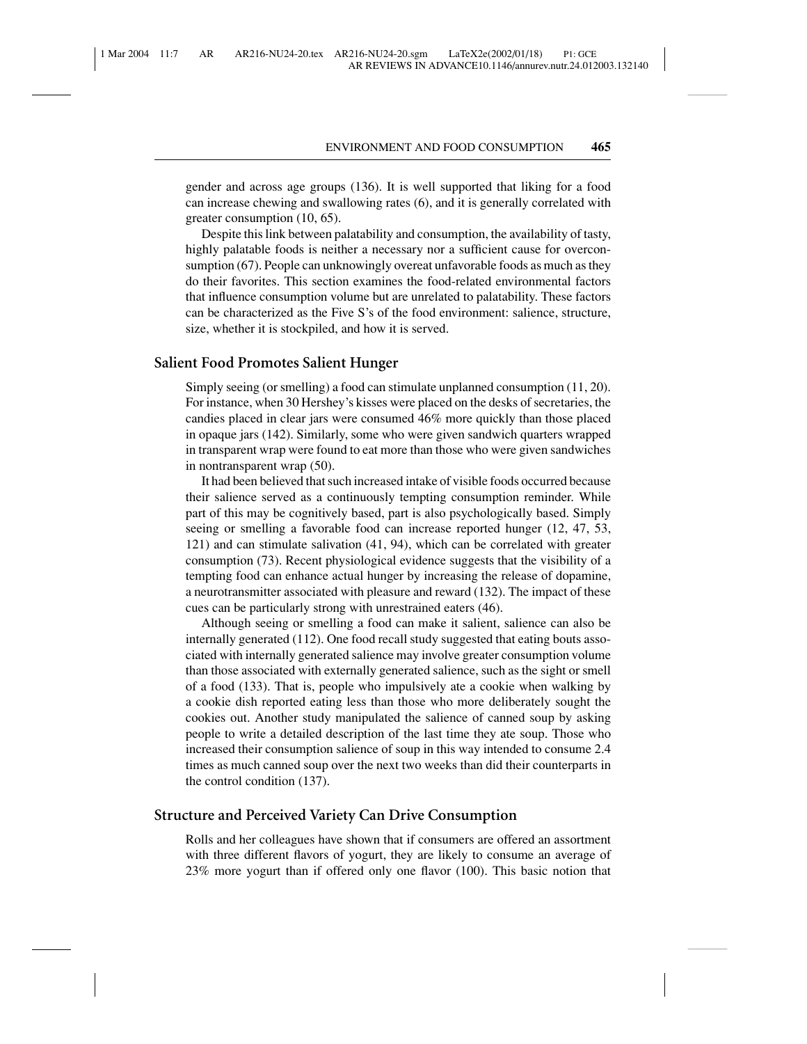gender and across age groups (136). It is well supported that liking for a food can increase chewing and swallowing rates (6), and it is generally correlated with greater consumption (10, 65).

Despite this link between palatability and consumption, the availability of tasty, highly palatable foods is neither a necessary nor a sufficient cause for overconsumption (67). People can unknowingly overeat unfavorable foods as much as they do their favorites. This section examines the food-related environmental factors that influence consumption volume but are unrelated to palatability. These factors can be characterized as the Five S's of the food environment: salience, structure, size, whether it is stockpiled, and how it is served.

## Salient Food Promotes Salient Hunger

Simply seeing (or smelling) a food can stimulate unplanned consumption (11, 20). For instance, when 30 Hershey's kisses were placed on the desks of secretaries, the candies placed in clear jars were consumed 46% more quickly than those placed in opaque jars (142). Similarly, some who were given sandwich quarters wrapped in transparent wrap were found to eat more than those who were given sandwiches in nontransparent wrap (50).

It had been believed that such increased intake of visible foods occurred because their salience served as a continuously tempting consumption reminder. While part of this may be cognitively based, part is also psychologically based. Simply seeing or smelling a favorable food can increase reported hunger (12, 47, 53, 121) and can stimulate salivation (41, 94), which can be correlated with greater consumption (73). Recent physiological evidence suggests that the visibility of a tempting food can enhance actual hunger by increasing the release of dopamine, a neurotransmitter associated with pleasure and reward (132). The impact of these cues can be particularly strong with unrestrained eaters (46).

Although seeing or smelling a food can make it salient, salience can also be internally generated (112). One food recall study suggested that eating bouts associated with internally generated salience may involve greater consumption volume than those associated with externally generated salience, such as the sight or smell of a food (133). That is, people who impulsively ate a cookie when walking by a cookie dish reported eating less than those who more deliberately sought the cookies out. Another study manipulated the salience of canned soup by asking people to write a detailed description of the last time they ate soup. Those who increased their consumption salience of soup in this way intended to consume 2.4 times as much canned soup over the next two weeks than did their counterparts in the control condition (137).

## Structure and Perceived Variety Can Drive Consumption

Rolls and her colleagues have shown that if consumers are offered an assortment with three different flavors of yogurt, they are likely to consume an average of 23% more yogurt than if offered only one flavor (100). This basic notion that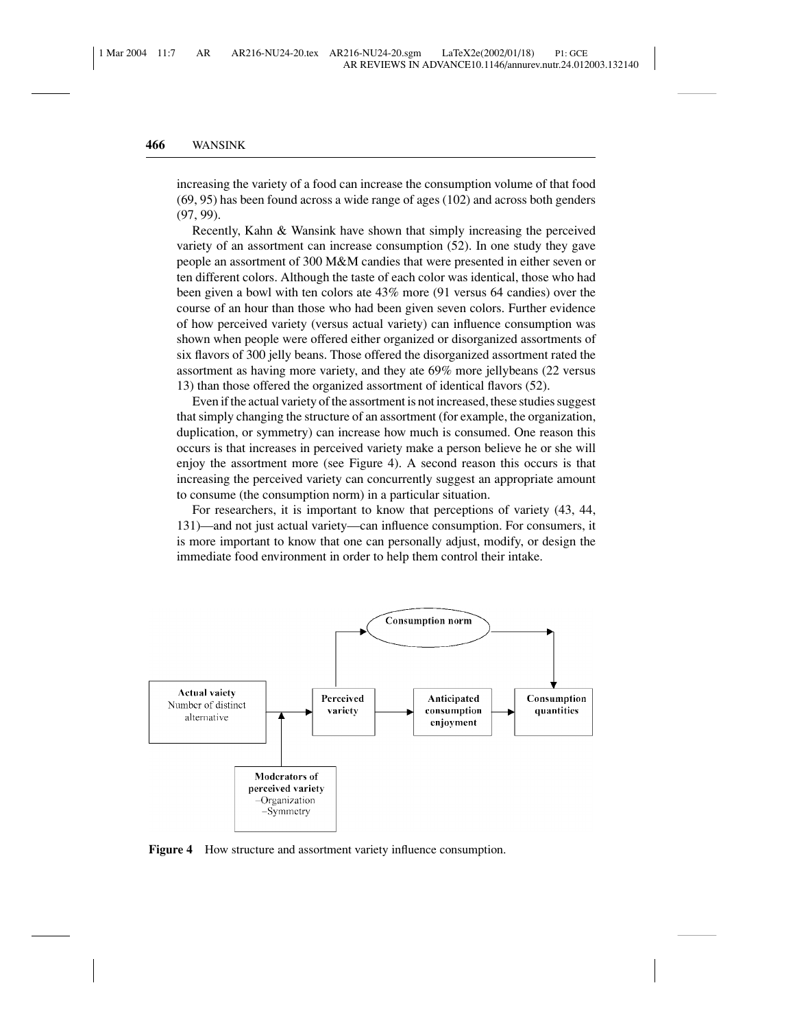increasing the variety of a food can increase the consumption volume of that food (69, 95) has been found across a wide range of ages (102) and across both genders (97, 99).

Recently, Kahn & Wansink have shown that simply increasing the perceived variety of an assortment can increase consumption (52). In one study they gave people an assortment of 300 M&M candies that were presented in either seven or ten different colors. Although the taste of each color was identical, those who had been given a bowl with ten colors ate 43% more (91 versus 64 candies) over the course of an hour than those who had been given seven colors. Further evidence of how perceived variety (versus actual variety) can influence consumption was shown when people were offered either organized or disorganized assortments of six flavors of 300 jelly beans. Those offered the disorganized assortment rated the assortment as having more variety, and they ate 69% more jellybeans (22 versus 13) than those offered the organized assortment of identical flavors (52).

Even if the actual variety of the assortment is not increased, these studies suggest that simply changing the structure of an assortment (for example, the organization, duplication, or symmetry) can increase how much is consumed. One reason this occurs is that increases in perceived variety make a person believe he or she will enjoy the assortment more (see Figure 4). A second reason this occurs is that increasing the perceived variety can concurrently suggest an appropriate amount to consume (the consumption norm) in a particular situation.

For researchers, it is important to know that perceptions of variety (43, 44, 131)—and not just actual variety—can influence consumption. For consumers, it is more important to know that one can personally adjust, modify, or design the immediate food environment in order to help them control their intake.

Consumption norm

Actual vaiety
Number of distinct alternative

Perceived variety

Anticipated consumption enjoyment

Consumption quantities

Moderators of perceived variety
–Organization
–Symmetry

**Figure 4** How structure and assortment variety influence consumption.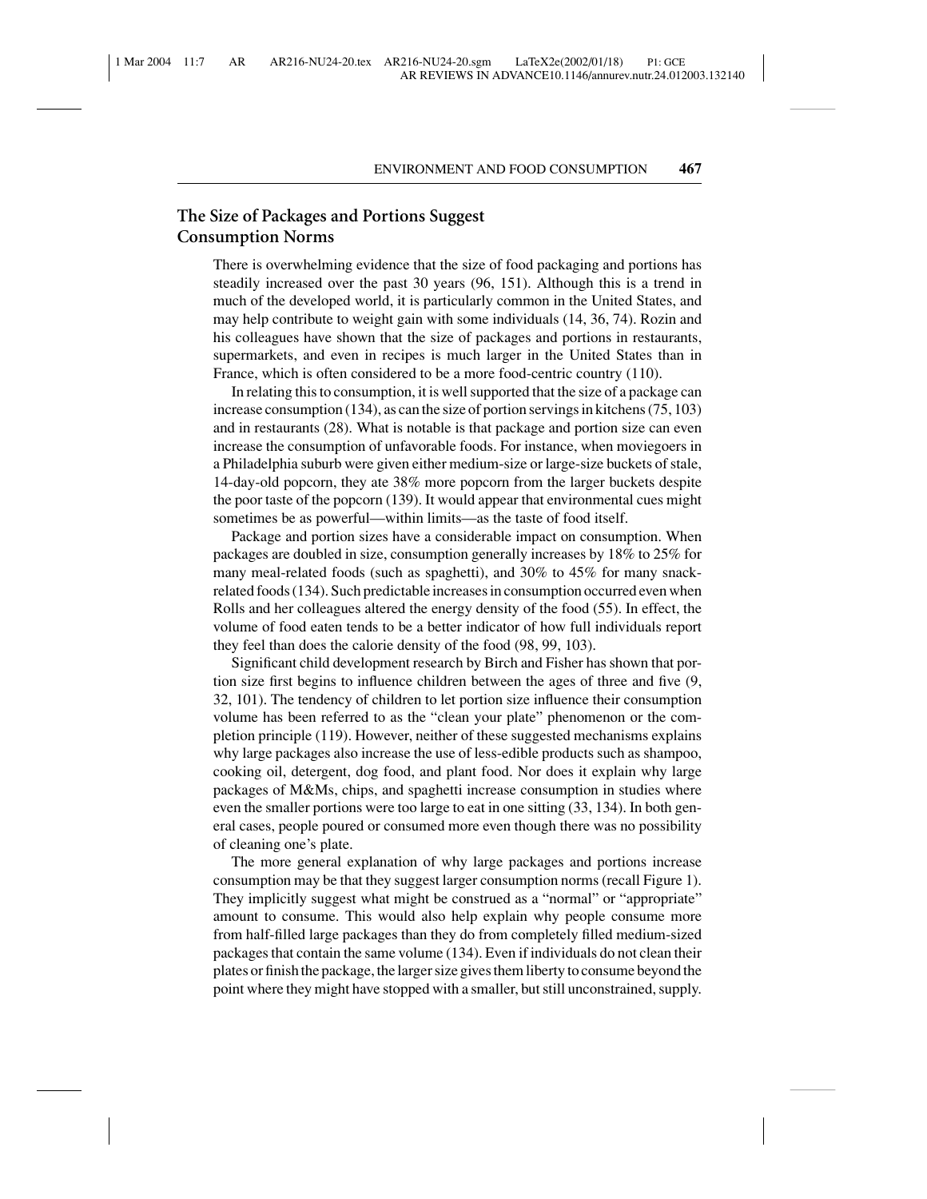## The Size of Packages and Portions Suggest Consumption Norms

There is overwhelming evidence that the size of food packaging and portions has steadily increased over the past 30 years (96, 151). Although this is a trend in much of the developed world, it is particularly common in the United States, and may help contribute to weight gain with some individuals (14, 36, 74). Rozin and his colleagues have shown that the size of packages and portions in restaurants, supermarkets, and even in recipes is much larger in the United States than in France, which is often considered to be a more food-centric country (110).

In relating this to consumption, it is well supported that the size of a package can increase consumption (134), as can the size of portion servings in kitchens (75, 103) and in restaurants (28). What is notable is that package and portion size can even increase the consumption of unfavorable foods. For instance, when moviegoers in a Philadelphia suburb were given either medium-size or large-size buckets of stale, 14-day-old popcorn, they ate 38% more popcorn from the larger buckets despite the poor taste of the popcorn (139). It would appear that environmental cues might sometimes be as powerful—within limits—as the taste of food itself.

Package and portion sizes have a considerable impact on consumption. When packages are doubled in size, consumption generally increases by 18% to 25% for many meal-related foods (such as spaghetti), and 30% to 45% for many snack-related foods (134). Such predictable increases in consumption occurred even when Rolls and her colleagues altered the energy density of the food (55). In effect, the volume of food eaten tends to be a better indicator of how full individuals report they feel than does the calorie density of the food (98, 99, 103).

Significant child development research by Birch and Fisher has shown that portion size first begins to influence children between the ages of three and five (9, 32, 101). The tendency of children to let portion size influence their consumption volume has been referred to as the "clean your plate" phenomenon or the completion principle (119). However, neither of these suggested mechanisms explains why large packages also increase the use of less-edible products such as shampoo, cooking oil, detergent, dog food, and plant food. Nor does it explain why large packages of M&Ms, chips, and spaghetti increase consumption in studies where even the smaller portions were too large to eat in one sitting (33, 134). In both general cases, people poured or consumed more even though there was no possibility of cleaning one's plate.

The more general explanation of why large packages and portions increase consumption may be that they suggest larger consumption norms (recall Figure 1). They implicitly suggest what might be construed as a "normal" or "appropriate" amount to consume. This would also help explain why people consume more from half-filled large packages than they do from completely filled medium-sized packages that contain the same volume (134). Even if individuals do not clean their plates or finish the package, the larger size gives them liberty to consume beyond the point where they might have stopped with a smaller, but still unconstrained, supply.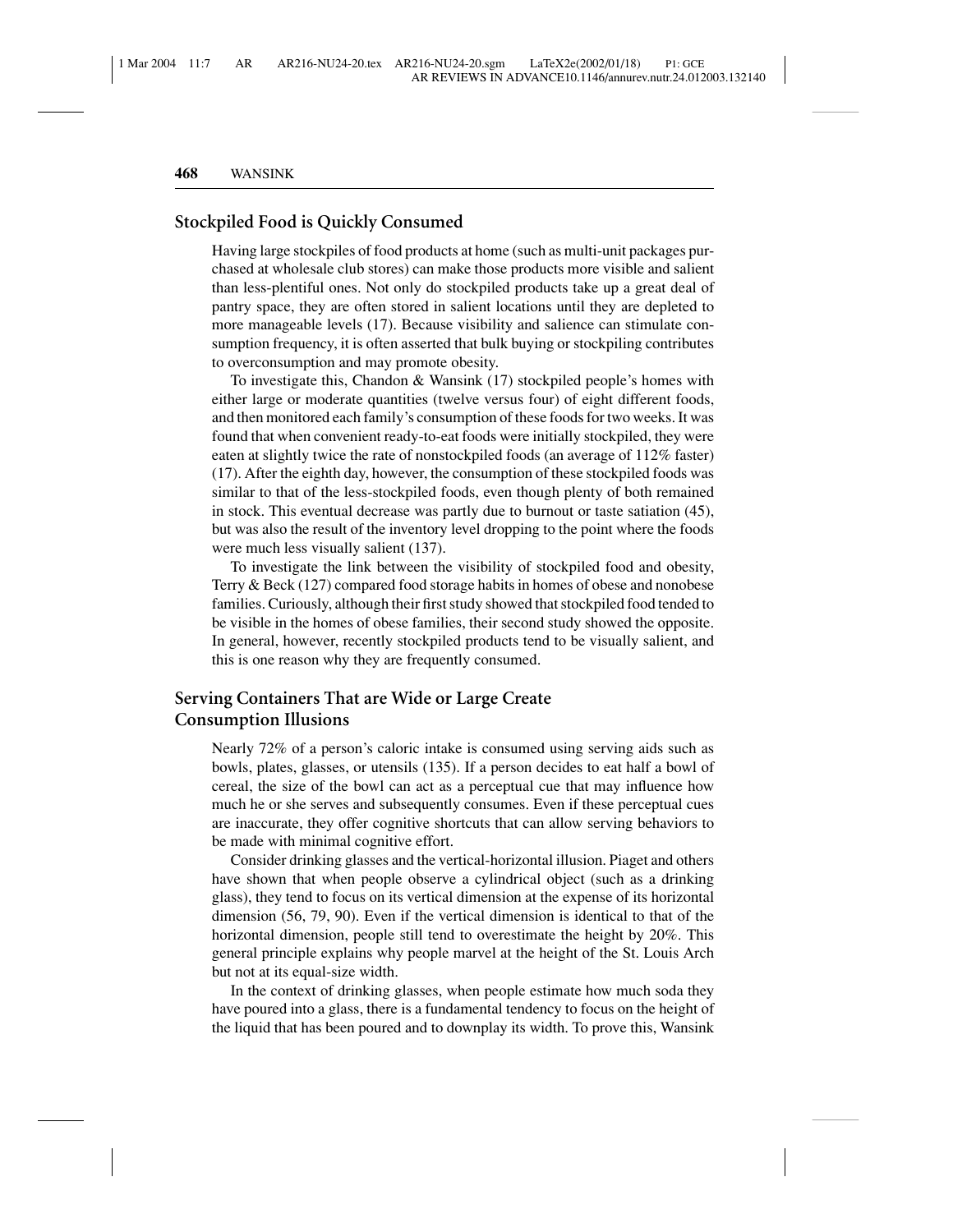## Stockpiled Food is Quickly Consumed

Having large stockpiles of food products at home (such as multi-unit packages purchased at wholesale club stores) can make those products more visible and salient than less-plentiful ones. Not only do stockpiled products take up a great deal of pantry space, they are often stored in salient locations until they are depleted to more manageable levels (17). Because visibility and salience can stimulate consumption frequency, it is often asserted that bulk buying or stockpiling contributes to overconsumption and may promote obesity.

To investigate this, Chandon & Wansink (17) stockpiled people's homes with either large or moderate quantities (twelve versus four) of eight different foods, and then monitored each family's consumption of these foods for two weeks. It was found that when convenient ready-to-eat foods were initially stockpiled, they were eaten at slightly twice the rate of nonstockpiled foods (an average of 112% faster) (17). After the eighth day, however, the consumption of these stockpiled foods was similar to that of the less-stockpiled foods, even though plenty of both remained in stock. This eventual decrease was partly due to burnout or taste satiation (45), but was also the result of the inventory level dropping to the point where the foods were much less visually salient (137).

To investigate the link between the visibility of stockpiled food and obesity, Terry & Beck (127) compared food storage habits in homes of obese and nonobese families. Curiously, although their first study showed that stockpiled food tended to be visible in the homes of obese families, their second study showed the opposite. In general, however, recently stockpiled products tend to be visually salient, and this is one reason why they are frequently consumed.

## Serving Containers That are Wide or Large Create Consumption Illusions

Nearly 72% of a person's caloric intake is consumed using serving aids such as bowls, plates, glasses, or utensils (135). If a person decides to eat half a bowl of cereal, the size of the bowl can act as a perceptual cue that may influence how much he or she serves and subsequently consumes. Even if these perceptual cues are inaccurate, they offer cognitive shortcuts that can allow serving behaviors to be made with minimal cognitive effort.

Consider drinking glasses and the vertical-horizontal illusion. Piaget and others have shown that when people observe a cylindrical object (such as a drinking glass), they tend to focus on its vertical dimension at the expense of its horizontal dimension (56, 79, 90). Even if the vertical dimension is identical to that of the horizontal dimension, people still tend to overestimate the height by 20%. This general principle explains why people marvel at the height of the St. Louis Arch but not at its equal-size width.

In the context of drinking glasses, when people estimate how much soda they have poured into a glass, there is a fundamental tendency to focus on the height of the liquid that has been poured and to downplay its width. To prove this, Wansink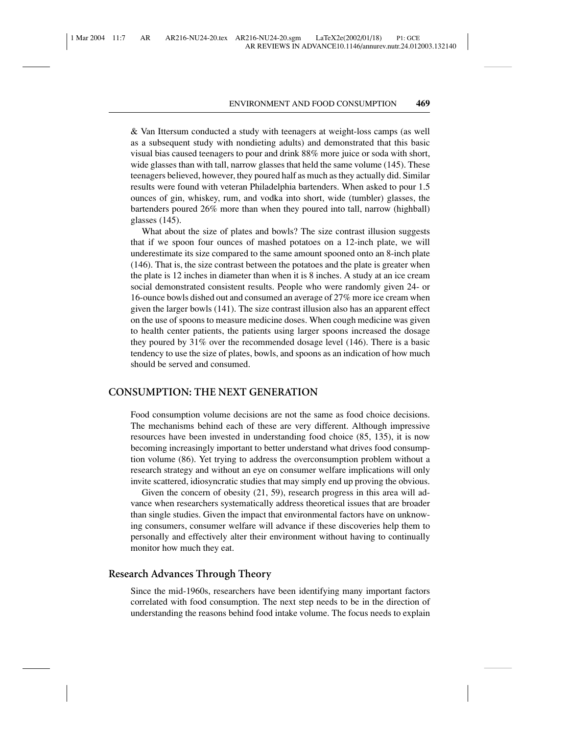& Van Ittersum conducted a study with teenagers at weight-loss camps (as well as a subsequent study with nondieting adults) and demonstrated that this basic visual bias caused teenagers to pour and drink 88% more juice or soda with short, wide glasses than with tall, narrow glasses that held the same volume (145). These teenagers believed, however, they poured half as much as they actually did. Similar results were found with veteran Philadelphia bartenders. When asked to pour 1.5 ounces of gin, whiskey, rum, and vodka into short, wide (tumbler) glasses, the bartenders poured 26% more than when they poured into tall, narrow (highball) glasses (145).

What about the size of plates and bowls? The size contrast illusion suggests that if we spoon four ounces of mashed potatoes on a 12-inch plate, we will underestimate its size compared to the same amount spooned onto an 8-inch plate (146). That is, the size contrast between the potatoes and the plate is greater when the plate is 12 inches in diameter than when it is 8 inches. A study at an ice cream social demonstrated consistent results. People who were randomly given 24- or 16-ounce bowls dished out and consumed an average of 27% more ice cream when given the larger bowls (141). The size contrast illusion also has an apparent effect on the use of spoons to measure medicine doses. When cough medicine was given to health center patients, the patients using larger spoons increased the dosage they poured by 31% over the recommended dosage level (146). There is a basic tendency to use the size of plates, bowls, and spoons as an indication of how much should be served and consumed.

## CONSUMPTION: THE NEXT GENERATION

Food consumption volume decisions are not the same as food choice decisions. The mechanisms behind each of these are very different. Although impressive resources have been invested in understanding food choice (85, 135), it is now becoming increasingly important to better understand what drives food consumption volume (86). Yet trying to address the overconsumption problem without a research strategy and without an eye on consumer welfare implications will only invite scattered, idiosyncratic studies that may simply end up proving the obvious.

Given the concern of obesity (21, 59), research progress in this area will advance when researchers systematically address theoretical issues that are broader than single studies. Given the impact that environmental factors have on unknowing consumers, consumer welfare will advance if these discoveries help them to personally and effectively alter their environment without having to continually monitor how much they eat.

### Research Advances Through Theory

Since the mid-1960s, researchers have been identifying many important factors correlated with food consumption. The next step needs to be in the direction of understanding the reasons behind food intake volume. The focus needs to explain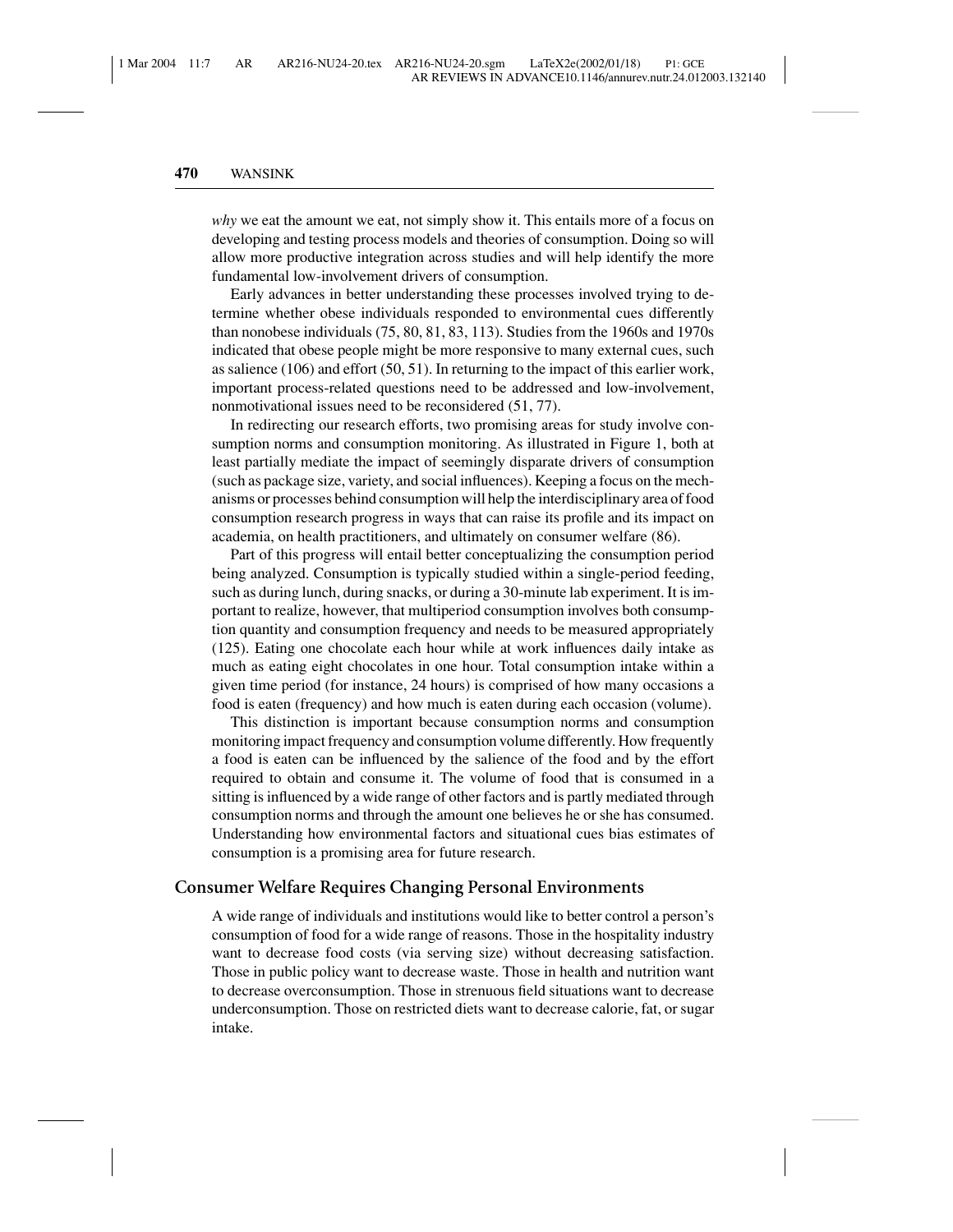*why* we eat the amount we eat, not simply show it. This entails more of a focus on developing and testing process models and theories of consumption. Doing so will allow more productive integration across studies and will help identify the more fundamental low-involvement drivers of consumption.

Early advances in better understanding these processes involved trying to determine whether obese individuals responded to environmental cues differently than nonobese individuals (75, 80, 81, 83, 113). Studies from the 1960s and 1970s indicated that obese people might be more responsive to many external cues, such as salience (106) and effort (50, 51). In returning to the impact of this earlier work, important process-related questions need to be addressed and low-involvement, nonmotivational issues need to be reconsidered (51, 77).

In redirecting our research efforts, two promising areas for study involve consumption norms and consumption monitoring. As illustrated in Figure 1, both at least partially mediate the impact of seemingly disparate drivers of consumption (such as package size, variety, and social influences). Keeping a focus on the mechanisms or processes behind consumption will help the interdisciplinary area of food consumption research progress in ways that can raise its profile and its impact on academia, on health practitioners, and ultimately on consumer welfare (86).

Part of this progress will entail better conceptualizing the consumption period being analyzed. Consumption is typically studied within a single-period feeding, such as during lunch, during snacks, or during a 30-minute lab experiment. It is important to realize, however, that multiperiod consumption involves both consumption quantity and consumption frequency and needs to be measured appropriately (125). Eating one chocolate each hour while at work influences daily intake as much as eating eight chocolates in one hour. Total consumption intake within a given time period (for instance, 24 hours) is comprised of how many occasions a food is eaten (frequency) and how much is eaten during each occasion (volume).

This distinction is important because consumption norms and consumption monitoring impact frequency and consumption volume differently. How frequently a food is eaten can be influenced by the salience of the food and by the effort required to obtain and consume it. The volume of food that is consumed in a sitting is influenced by a wide range of other factors and is partly mediated through consumption norms and through the amount one believes he or she has consumed. Understanding how environmental factors and situational cues bias estimates of consumption is a promising area for future research.

## Consumer Welfare Requires Changing Personal Environments

A wide range of individuals and institutions would like to better control a person's consumption of food for a wide range of reasons. Those in the hospitality industry want to decrease food costs (via serving size) without decreasing satisfaction. Those in public policy want to decrease waste. Those in health and nutrition want to decrease overconsumption. Those in strenuous field situations want to decrease underconsumption. Those on restricted diets want to decrease calorie, fat, or sugar intake.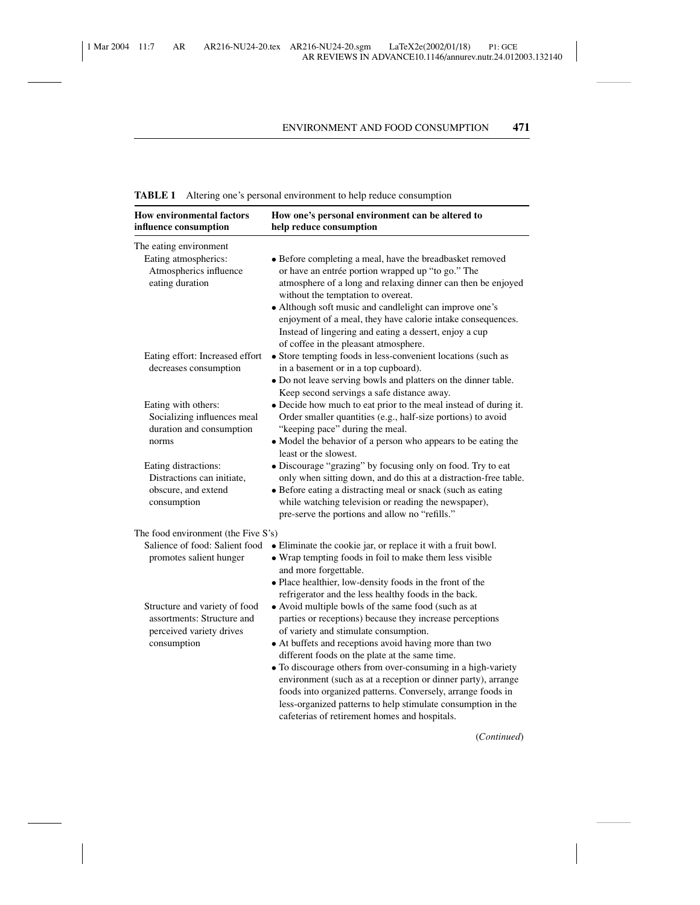**TABLE 1** Altering one's personal environment to help reduce consumption

| How environmental factors influence consumption | How one's personal environment can be altered to help reduce consumption |
|---|---|
| The eating environment | |
| Eating atmospherics: Atmospherics influence eating duration | • Before completing a meal, have the breadbasket removed or have an entrée portion wrapped up "to go." The atmosphere of a long and relaxing dinner can then be enjoyed without the temptation to overeat.<br>• Although soft music and candlelight can improve one's enjoyment of a meal, they have calorie intake consequences. Instead of lingering and eating a dessert, enjoy a cup of coffee in the pleasant atmosphere. |
| Eating effort: Increased effort decreases consumption | • Store tempting foods in less-convenient locations (such as in a basement or in a top cupboard).<br>• Do not leave serving bowls and platters on the dinner table. Keep second servings a safe distance away. |
| Eating with others: Socializing influences meal duration and consumption norms | • Decide how much to eat prior to the meal instead of during it. Order smaller quantities (e.g., half-size portions) to avoid "keeping pace" during the meal.<br>• Model the behavior of a person who appears to be eating the least or the slowest. |
| Eating distractions: Distractions can initiate, obscure, and extend consumption | • Discourage "grazing" by focusing only on food. Try to eat only when sitting down, and do this at a distraction-free table.<br>• Before eating a distracting meal or snack (such as eating while watching television or reading the newspaper), pre-serve the portions and allow no "refills." |
| The food environment (the Five S's) | |
| Salience of food: Salient food promotes salient hunger | • Eliminate the cookie jar, or replace it with a fruit bowl.<br>• Wrap tempting foods in foil to make them less visible and more forgettable.<br>• Place healthier, low-density foods in the front of the refrigerator and the less healthy foods in the back. |
| Structure and variety of food assortments: Structure and perceived variety drives consumption | • Avoid multiple bowls of the same food (such as at parties or receptions) because they increase perceptions of variety and stimulate consumption.<br>• At buffets and receptions avoid having more than two different foods on the plate at the same time.<br>• To discourage others from over-consuming in a high-variety environment (such as at a reception or dinner party), arrange foods into organized patterns. Conversely, arrange foods in less-organized patterns to help stimulate consumption in the cafeterias of retirement homes and hospitals. |

(*Continued*)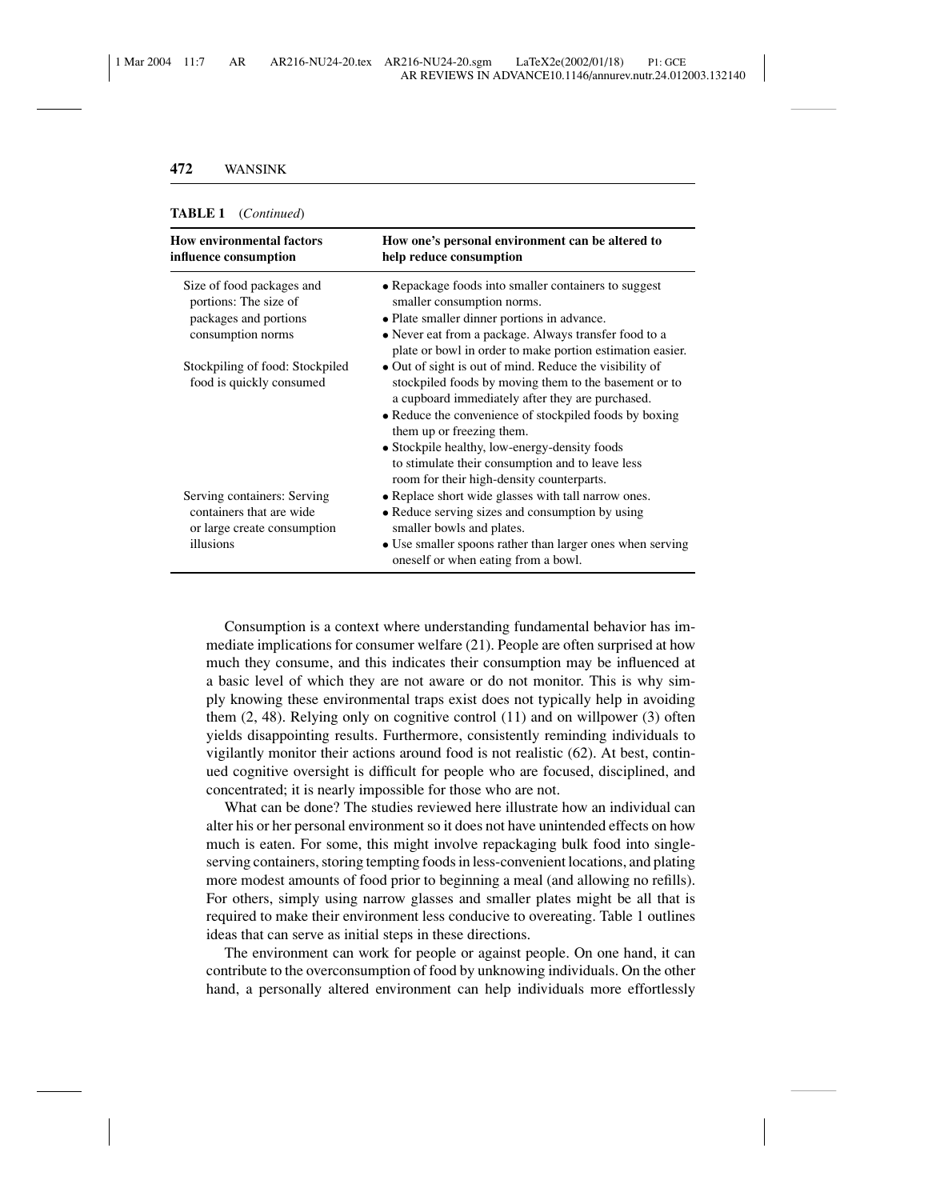**TABLE 1** (*Continued*)

| How environmental factors influence consumption | How one's personal environment can be altered to help reduce consumption |
|---|---|
| Size of food packages and portions: The size of packages and portions consumption norms | • Repackage foods into smaller containers to suggest smaller consumption norms.<br>• Plate smaller dinner portions in advance.<br>• Never eat from a package. Always transfer food to a plate or bowl in order to make portion estimation easier. |
| Stockpiling of food: Stockpiled food is quickly consumed | • Out of sight is out of mind. Reduce the visibility of stockpiled foods by moving them to the basement or to a cupboard immediately after they are purchased.<br>• Reduce the convenience of stockpiled foods by boxing them up or freezing them.<br>• Stockpile healthy, low-energy-density foods to stimulate their consumption and to leave less room for their high-density counterparts. |
| Serving containers: Serving containers that are wide or large create consumption illusions | • Replace short wide glasses with tall narrow ones.<br>• Reduce serving sizes and consumption by using smaller bowls and plates.<br>• Use smaller spoons rather than larger ones when serving oneself or when eating from a bowl. |

Consumption is a context where understanding fundamental behavior has immediate implications for consumer welfare (21). People are often surprised at how much they consume, and this indicates their consumption may be influenced at a basic level of which they are not aware or do not monitor. This is why simply knowing these environmental traps exist does not typically help in avoiding them (2, 48). Relying only on cognitive control (11) and on willpower (3) often yields disappointing results. Furthermore, consistently reminding individuals to vigilantly monitor their actions around food is not realistic (62). At best, continued cognitive oversight is difficult for people who are focused, disciplined, and concentrated; it is nearly impossible for those who are not.

What can be done? The studies reviewed here illustrate how an individual can alter his or her personal environment so it does not have unintended effects on how much is eaten. For some, this might involve repackaging bulk food into single-serving containers, storing tempting foods in less-convenient locations, and plating more modest amounts of food prior to beginning a meal (and allowing no refills). For others, simply using narrow glasses and smaller plates might be all that is required to make their environment less conducive to overeating. Table 1 outlines ideas that can serve as initial steps in these directions.

The environment can work for people or against people. On one hand, it can contribute to the overconsumption of food by unknowing individuals. On the other hand, a personally altered environment can help individuals more effortlessly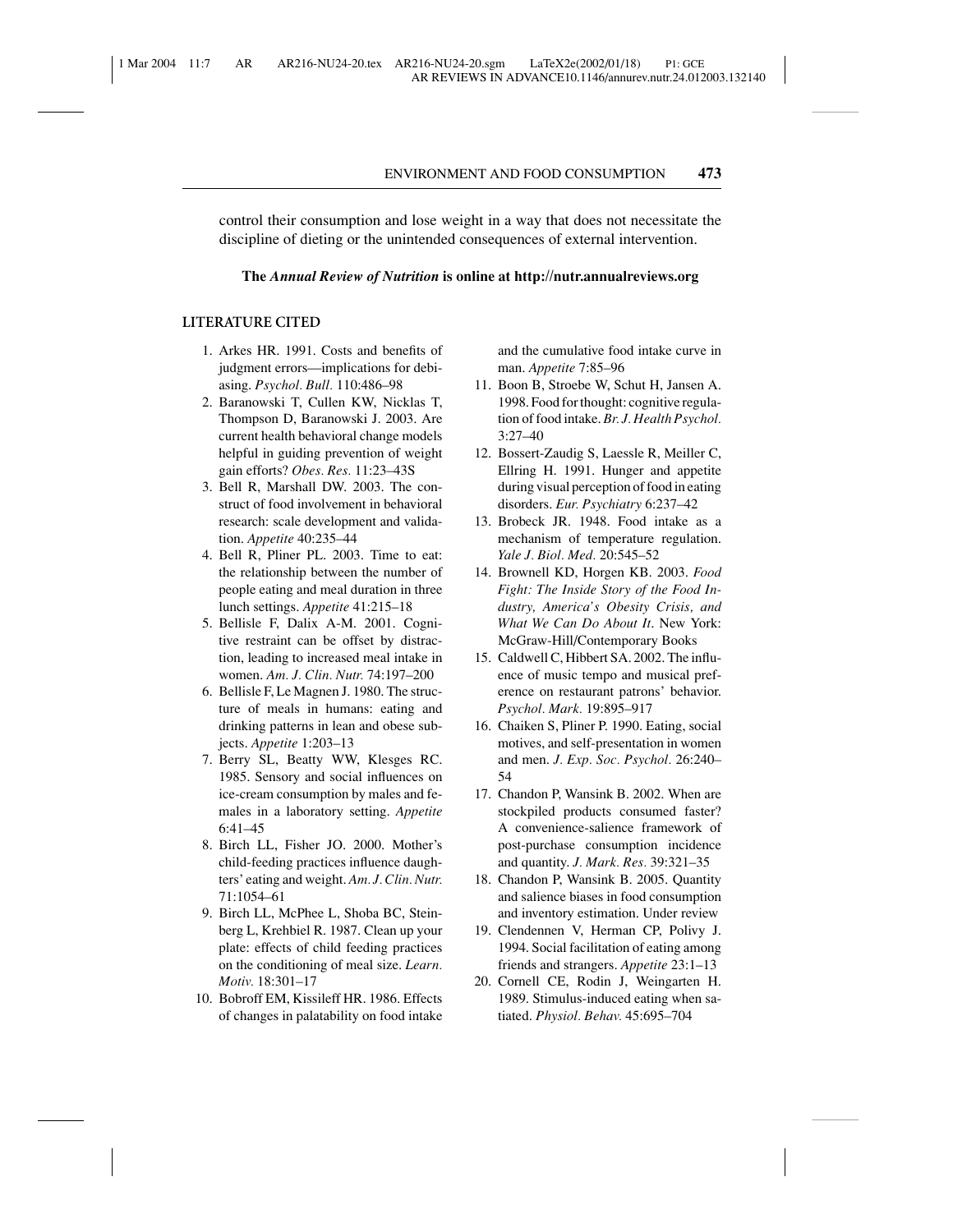control their consumption and lose weight in a way that does not necessitate the discipline of dieting or the unintended consequences of external intervention.

**The *Annual Review of Nutrition* is online at http://nutr.annualreviews.org**

## LITERATURE CITED

1. Arkes HR. 1991. Costs and benefits of judgment errors—implications for debiasing. *Psychol. Bull.* 110:486–98
2. Baranowski T, Cullen KW, Nicklas T, Thompson D, Baranowski J. 2003. Are current health behavioral change models helpful in guiding prevention of weight gain efforts? *Obes. Res.* 11:23–43S
3. Bell R, Marshall DW. 2003. The construct of food involvement in behavioral research: scale development and validation. *Appetite* 40:235–44
4. Bell R, Pliner PL. 2003. Time to eat: the relationship between the number of people eating and meal duration in three lunch settings. *Appetite* 41:215–18
5. Bellisle F, Dalix A-M. 2001. Cognitive restraint can be offset by distraction, leading to increased meal intake in women. *Am. J. Clin. Nutr.* 74:197–200
6. Bellisle F, Le Magnen J. 1980. The structure of meals in humans: eating and drinking patterns in lean and obese subjects. *Appetite* 1:203–13
7. Berry SL, Beatty WW, Klesges RC. 1985. Sensory and social influences on ice-cream consumption by males and females in a laboratory setting. *Appetite* 6:41–45
8. Birch LL, Fisher JO. 2000. Mother's child-feeding practices influence daughters' eating and weight. *Am. J. Clin. Nutr.* 71:1054–61
9. Birch LL, McPhee L, Shoba BC, Steinberg L, Krehbiel R. 1987. Clean up your plate: effects of child feeding practices on the conditioning of meal size. *Learn. Motiv.* 18:301–17
10. Bobroff EM, Kissileff HR. 1986. Effects of changes in palatability on food intake and the cumulative food intake curve in man. *Appetite* 7:85–96
11. Boon B, Stroebe W, Schut H, Jansen A. 1998. Food for thought: cognitive regulation of food intake. *Br. J. Health Psychol.* 3:27–40
12. Bossert-Zaudig S, Laessle R, Meiller C, Ellring H. 1991. Hunger and appetite during visual perception of food in eating disorders. *Eur. Psychiatry* 6:237–42
13. Brobeck JR. 1948. Food intake as a mechanism of temperature regulation. *Yale J. Biol. Med.* 20:545–52
14. Brownell KD, Horgen KB. 2003. *Food Fight: The Inside Story of the Food Industry, America's Obesity Crisis, and What We Can Do About It*. New York: McGraw-Hill/Contemporary Books
15. Caldwell C, Hibbert SA. 2002. The influence of music tempo and musical preference on restaurant patrons' behavior. *Psychol. Mark.* 19:895–917
16. Chaiken S, Pliner P. 1990. Eating, social motives, and self-presentation in women and men. *J. Exp. Soc. Psychol.* 26:240–54
17. Chandon P, Wansink B. 2002. When are stockpiled products consumed faster? A convenience-salience framework of post-purchase consumption incidence and quantity. *J. Mark. Res.* 39:321–35
18. Chandon P, Wansink B. 2005. Quantity and salience biases in food consumption and inventory estimation. Under review
19. Clendennen V, Herman CP, Polivy J. 1994. Social facilitation of eating among friends and strangers. *Appetite* 23:1–13
20. Cornell CE, Rodin J, Weingarten H. 1989. Stimulus-induced eating when satiated. *Physiol. Behav.* 45:695–704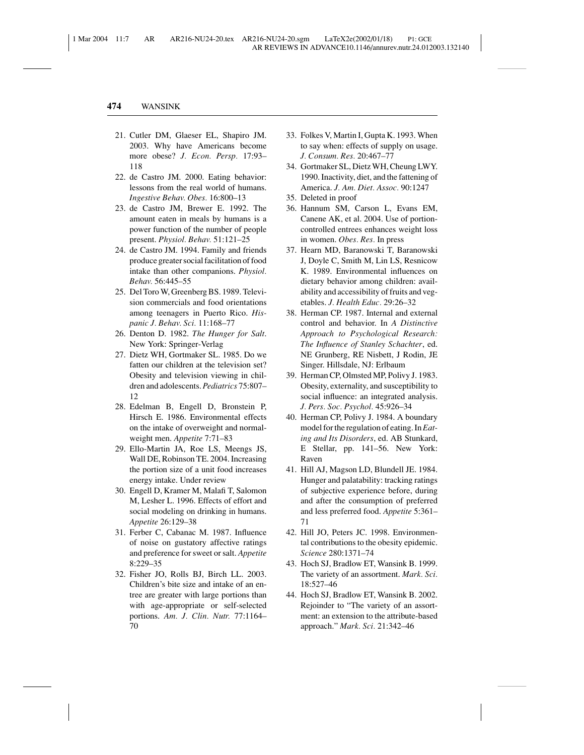21. Cutler DM, Glaeser EL, Shapiro JM. 2003. Why have Americans become more obese? *J. Econ. Persp.* 17:93–118
22. de Castro JM. 2000. Eating behavior: lessons from the real world of humans. *Ingestive Behav. Obes.* 16:800–13
23. de Castro JM, Brewer E. 1992. The amount eaten in meals by humans is a power function of the number of people present. *Physiol. Behav.* 51:121–25
24. de Castro JM. 1994. Family and friends produce greater social facilitation of food intake than other companions. *Physiol. Behav.* 56:445–55
25. Del Toro W, Greenberg BS. 1989. Television commercials and food orientations among teenagers in Puerto Rico. *Hispanic J. Behav. Sci.* 11:168–77
26. Denton D. 1982. *The Hunger for Salt*. New York: Springer-Verlag
27. Dietz WH, Gortmaker SL. 1985. Do we fatten our children at the television set? Obesity and television viewing in children and adolescents. *Pediatrics* 75:807–12
28. Edelman B, Engell D, Bronstein P, Hirsch E. 1986. Environmental effects on the intake of overweight and normal-weight men. *Appetite* 7:71–83
29. Ello-Martin JA, Roe LS, Meengs JS, Wall DE, Robinson TE. 2004. Increasing the portion size of a unit food increases energy intake. Under review
30. Engell D, Kramer M, Malafi T, Salomon M, Lesher L. 1996. Effects of effort and social modeling on drinking in humans. *Appetite* 26:129–38
31. Ferber C, Cabanac M. 1987. Influence of noise on gustatory affective ratings and preference for sweet or salt. *Appetite* 8:229–35
32. Fisher JO, Rolls BJ, Birch LL. 2003. Children's bite size and intake of an entree are greater with large portions than with age-appropriate or self-selected portions. *Am. J. Clin. Nutr.* 77:1164–70
33. Folkes V, Martin I, Gupta K. 1993. When to say when: effects of supply on usage. *J. Consum. Res.* 20:467–77
34. Gortmaker SL, Dietz WH, Cheung LWY. 1990. Inactivity, diet, and the fattening of America. *J. Am. Diet. Assoc.* 90:1247
35. Deleted in proof
36. Hannum SM, Carson L, Evans EM, Canene AK, et al. 2004. Use of portion-controlled entrees enhances weight loss in women. *Obes. Res.* In press
37. Hearn MD, Baranowski T, Baranowski J, Doyle C, Smith M, Lin LS, Resnicow K. 1989. Environmental influences on dietary behavior among children: availability and accessibility of fruits and vegetables. *J. Health Educ.* 29:26–32
38. Herman CP. 1987. Internal and external control and behavior. In *A Distinctive Approach to Psychological Research: The Influence of Stanley Schachter*, ed. NE Grunberg, RE Nisbett, J Rodin, JE Singer. Hillsdale, NJ: Erlbaum
39. Herman CP, Olmsted MP, Polivy J. 1983. Obesity, externality, and susceptibility to social influence: an integrated analysis. *J. Pers. Soc. Psychol.* 45:926–34
40. Herman CP, Polivy J. 1984. A boundary model for the regulation of eating. In *Eating and Its Disorders*, ed. AB Stunkard, E Stellar, pp. 141–56. New York: Raven
41. Hill AJ, Magson LD, Blundell JE. 1984. Hunger and palatability: tracking ratings of subjective experience before, during and after the consumption of preferred and less preferred food. *Appetite* 5:361–71
42. Hill JO, Peters JC. 1998. Environmental contributions to the obesity epidemic. *Science* 280:1371–74
43. Hoch SJ, Bradlow ET, Wansink B. 1999. The variety of an assortment. *Mark. Sci.* 18:527–46
44. Hoch SJ, Bradlow ET, Wansink B. 2002. Rejoinder to "The variety of an assortment: an extension to the attribute-based approach." *Mark. Sci.* 21:342–46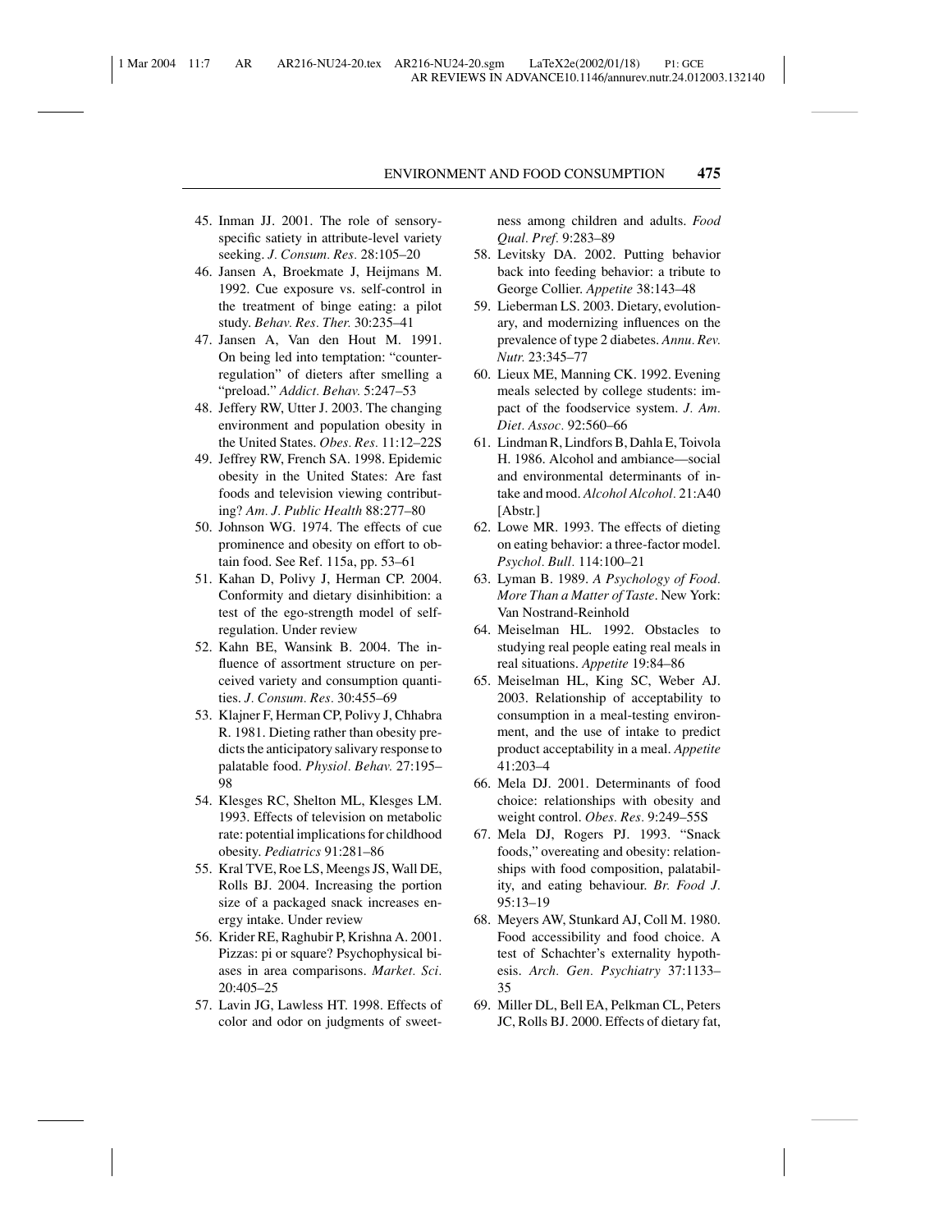45. Inman JJ. 2001. The role of sensory-specific satiety in attribute-level variety seeking. *J. Consum. Res.* 28:105–20
46. Jansen A, Broekmate J, Heijmans M. 1992. Cue exposure vs. self-control in the treatment of binge eating: a pilot study. *Behav. Res. Ther.* 30:235–41
47. Jansen A, Van den Hout M. 1991. On being led into temptation: "counter-regulation" of dieters after smelling a "preload." *Addict. Behav.* 5:247–53
48. Jeffery RW, Utter J. 2003. The changing environment and population obesity in the United States. *Obes. Res.* 11:12–22S
49. Jeffrey RW, French SA. 1998. Epidemic obesity in the United States: Are fast foods and television viewing contributing? *Am. J. Public Health* 88:277–80
50. Johnson WG. 1974. The effects of cue prominence and obesity on effort to obtain food. See Ref. 115a, pp. 53–61
51. Kahan D, Polivy J, Herman CP. 2004. Conformity and dietary disinhibition: a test of the ego-strength model of self-regulation. Under review
52. Kahn BE, Wansink B. 2004. The influence of assortment structure on perceived variety and consumption quantities. *J. Consum. Res.* 30:455–69
53. Klajner F, Herman CP, Polivy J, Chhabra R. 1981. Dieting rather than obesity predicts the anticipatory salivary response to palatable food. *Physiol. Behav.* 27:195–98
54. Klesges RC, Shelton ML, Klesges LM. 1993. Effects of television on metabolic rate: potential implications for childhood obesity. *Pediatrics* 91:281–86
55. Kral TVE, Roe LS, Meengs JS, Wall DE, Rolls BJ. 2004. Increasing the portion size of a packaged snack increases energy intake. Under review
56. Krider RE, Raghubir P, Krishna A. 2001. Pizzas: pi or square? Psychophysical biases in area comparisons. *Market. Sci.* 20:405–25
57. Lavin JG, Lawless HT. 1998. Effects of color and odor on judgments of sweetness among children and adults. *Food Qual. Pref.* 9:283–89
58. Levitsky DA. 2002. Putting behavior back into feeding behavior: a tribute to George Collier. *Appetite* 38:143–48
59. Lieberman LS. 2003. Dietary, evolutionary, and modernizing influences on the prevalence of type 2 diabetes. *Annu. Rev. Nutr.* 23:345–77
60. Lieux ME, Manning CK. 1992. Evening meals selected by college students: impact of the foodservice system. *J. Am. Diet. Assoc.* 92:560–66
61. Lindman R, Lindfors B, Dahla E, Toivola H. 1986. Alcohol and ambiance—social and environmental determinants of intake and mood. *Alcohol Alcohol.* 21:A40 [Abstr.]
62. Lowe MR. 1993. The effects of dieting on eating behavior: a three-factor model. *Psychol. Bull.* 114:100–21
63. Lyman B. 1989. *A Psychology of Food. More Than a Matter of Taste*. New York: Van Nostrand-Reinhold
64. Meiselman HL. 1992. Obstacles to studying real people eating real meals in real situations. *Appetite* 19:84–86
65. Meiselman HL, King SC, Weber AJ. 2003. Relationship of acceptability to consumption in a meal-testing environment, and the use of intake to predict product acceptability in a meal. *Appetite* 41:203–4
66. Mela DJ. 2001. Determinants of food choice: relationships with obesity and weight control. *Obes. Res.* 9:249–55S
67. Mela DJ, Rogers PJ. 1993. "Snack foods," overeating and obesity: relationships with food composition, palatability, and eating behaviour. *Br. Food J.* 95:13–19
68. Meyers AW, Stunkard AJ, Coll M. 1980. Food accessibility and food choice. A test of Schachter's externality hypothesis. *Arch. Gen. Psychiatry* 37:1133–35
69. Miller DL, Bell EA, Pelkman CL, Peters JC, Rolls BJ. 2000. Effects of dietary fat,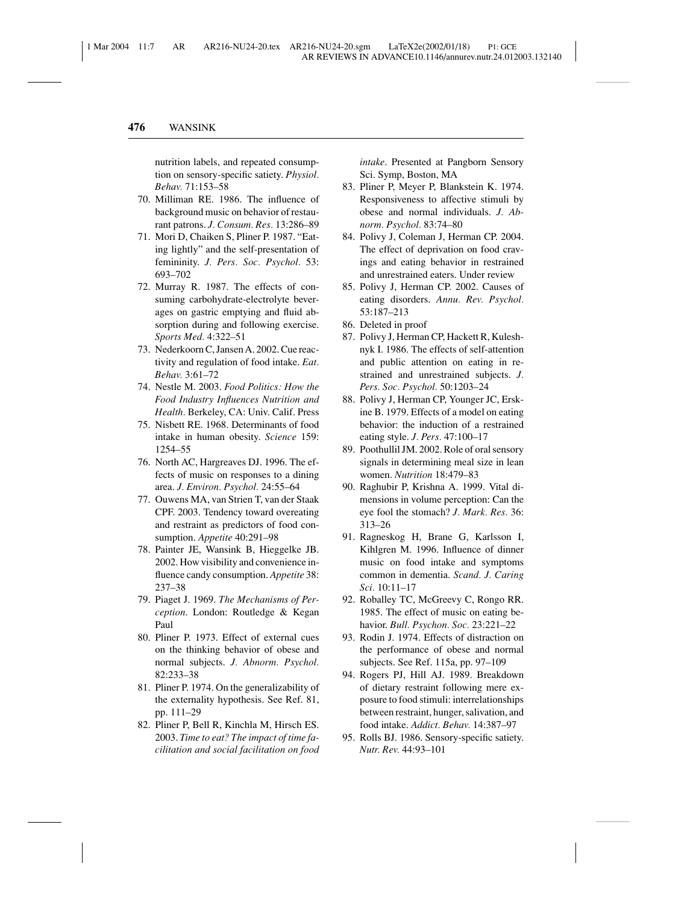nutrition labels, and repeated consumption on sensory-specific satiety. *Physiol. Behav.* 71:153–58

70. Milliman RE. 1986. The influence of background music on behavior of restaurant patrons. *J. Consum. Res.* 13:286–89
71. Mori D, Chaiken S, Pliner P. 1987. "Eating lightly" and the self-presentation of femininity. *J. Pers. Soc. Psychol.* 53: 693–702
72. Murray R. 1987. The effects of consuming carbohydrate-electrolyte beverages on gastric emptying and fluid absorption during and following exercise. *Sports Med.* 4:322–51
73. Nederkoorn C, Jansen A. 2002. Cue reactivity and regulation of food intake. *Eat. Behav.* 3:61–72
74. Nestle M. 2003. *Food Politics: How the Food Industry Influences Nutrition and Health.* Berkeley, CA: Univ. Calif. Press
75. Nisbett RE. 1968. Determinants of food intake in human obesity. *Science* 159: 1254–55
76. North AC, Hargreaves DJ. 1996. The effects of music on responses to a dining area. *J. Environ. Psychol.* 24:55–64
77. Ouwens MA, van Strien T, van der Staak CPF. 2003. Tendency toward overeating and restraint as predictors of food consumption. *Appetite* 40:291–98
78. Painter JE, Wansink B, Hieggelke JB. 2002. How visibility and convenience influence candy consumption. *Appetite* 38: 237–38
79. Piaget J. 1969. *The Mechanisms of Perception.* London: Routledge & Kegan Paul
80. Pliner P. 1973. Effect of external cues on the thinking behavior of obese and normal subjects. *J. Abnorm. Psychol.* 82:233–38
81. Pliner P. 1974. On the generalizability of the externality hypothesis. See Ref. 81, pp. 111–29
82. Pliner P, Bell R, Kinchla M, Hirsch ES. 2003. *Time to eat? The impact of time facilitation and social facilitation on food intake*. Presented at Pangborn Sensory Sci. Symp, Boston, MA
83. Pliner P, Meyer P, Blankstein K. 1974. Responsiveness to affective stimuli by obese and normal individuals. *J. Abnorm. Psychol.* 83:74–80
84. Polivy J, Coleman J, Herman CP. 2004. The effect of deprivation on food cravings and eating behavior in restrained and unrestrained eaters. Under review
85. Polivy J, Herman CP. 2002. Causes of eating disorders. *Annu. Rev. Psychol.* 53:187–213
86. Deleted in proof
87. Polivy J, Herman CP, Hackett R, Kuleshnyk I. 1986. The effects of self-attention and public attention on eating in restrained and unrestrained subjects. *J. Pers. Soc. Psychol.* 50:1203–24
88. Polivy J, Herman CP, Younger JC, Erskine B. 1979. Effects of a model on eating behavior: the induction of a restrained eating style. *J. Pers.* 47:100–17
89. Poothullil JM. 2002. Role of oral sensory signals in determining meal size in lean women. *Nutrition* 18:479–83
90. Raghubir P, Krishna A. 1999. Vital dimensions in volume perception: Can the eye fool the stomach? *J. Mark. Res.* 36: 313–26
91. Ragneskog H, Brane G, Karlsson I, Kihlgren M. 1996. Influence of dinner music on food intake and symptoms common in dementia. *Scand. J. Caring Sci.* 10:11–17
92. Roballey TC, McGreevy C, Rongo RR. 1985. The effect of music on eating behavior. *Bull. Psychon. Soc.* 23:221–22
93. Rodin J. 1974. Effects of distraction on the performance of obese and normal subjects. See Ref. 115a, pp. 97–109
94. Rogers PJ, Hill AJ. 1989. Breakdown of dietary restraint following mere exposure to food stimuli: interrelationships between restraint, hunger, salivation, and food intake. *Addict. Behav.* 14:387–97
95. Rolls BJ. 1986. Sensory-specific satiety. *Nutr. Rev.* 44:93–101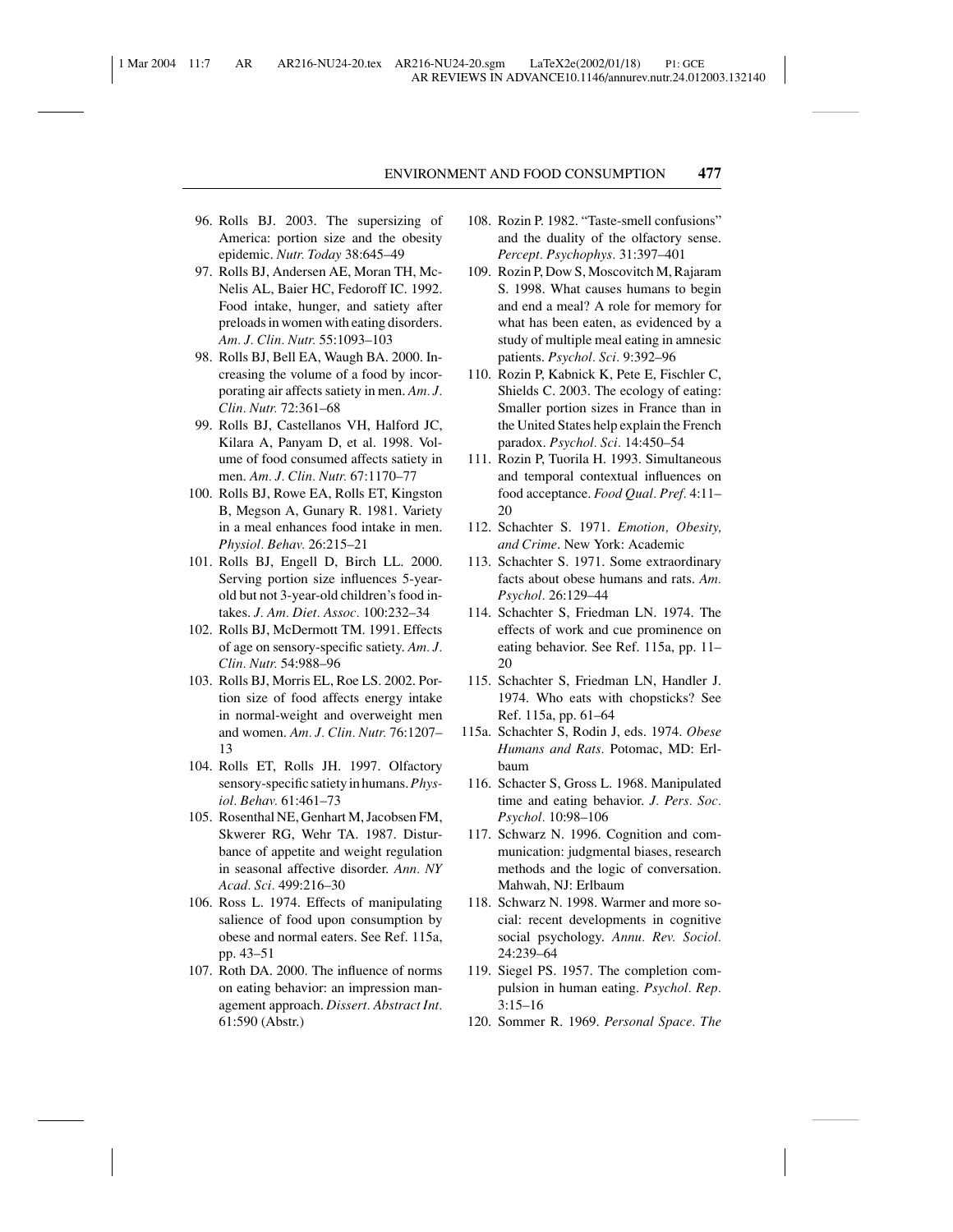96. Rolls BJ. 2003. The supersizing of America: portion size and the obesity epidemic. *Nutr. Today* 38:645–49
97. Rolls BJ, Andersen AE, Moran TH, McNelis AL, Baier HC, Fedoroff IC. 1992. Food intake, hunger, and satiety after preloads in women with eating disorders. *Am. J. Clin. Nutr.* 55:1093–103
98. Rolls BJ, Bell EA, Waugh BA. 2000. Increasing the volume of a food by incorporating air affects satiety in men. *Am. J. Clin. Nutr.* 72:361–68
99. Rolls BJ, Castellanos VH, Halford JC, Kilara A, Panyam D, et al. 1998. Volume of food consumed affects satiety in men. *Am. J. Clin. Nutr.* 67:1170–77
100. Rolls BJ, Rowe EA, Rolls ET, Kingston B, Megson A, Gunary R. 1981. Variety in a meal enhances food intake in men. *Physiol. Behav.* 26:215–21
101. Rolls BJ, Engell D, Birch LL. 2000. Serving portion size influences 5-year-old but not 3-year-old children's food intakes. *J. Am. Diet. Assoc.* 100:232–34
102. Rolls BJ, McDermott TM. 1991. Effects of age on sensory-specific satiety. *Am. J. Clin. Nutr.* 54:988–96
103. Rolls BJ, Morris EL, Roe LS. 2002. Portion size of food affects energy intake in normal-weight and overweight men and women. *Am. J. Clin. Nutr.* 76:1207–13
104. Rolls ET, Rolls JH. 1997. Olfactory sensory-specific satiety in humans. *Physiol. Behav.* 61:461–73
105. Rosenthal NE, Genhart M, Jacobsen FM, Skwerer RG, Wehr TA. 1987. Disturbance of appetite and weight regulation in seasonal affective disorder. *Ann. NY Acad. Sci.* 499:216–30
106. Ross L. 1974. Effects of manipulating salience of food upon consumption by obese and normal eaters. See Ref. 115a, pp. 43–51
107. Roth DA. 2000. The influence of norms on eating behavior: an impression management approach. *Dissert. Abstract Int.* 61:590 (Abstr.)
108. Rozin P. 1982. "Taste-smell confusions" and the duality of the olfactory sense. *Percept. Psychophys.* 31:397–401
109. Rozin P, Dow S, Moscovitch M, Rajaram S. 1998. What causes humans to begin and end a meal? A role for memory for what has been eaten, as evidenced by a study of multiple meal eating in amnesic patients. *Psychol. Sci.* 9:392–96
110. Rozin P, Kabnick K, Pete E, Fischler C, Shields C. 2003. The ecology of eating: Smaller portion sizes in France than in the United States help explain the French paradox. *Psychol. Sci.* 14:450–54
111. Rozin P, Tuorila H. 1993. Simultaneous and temporal contextual influences on food acceptance. *Food Qual. Pref.* 4:11–20
112. Schachter S. 1971. *Emotion, Obesity, and Crime*. New York: Academic
113. Schachter S. 1971. Some extraordinary facts about obese humans and rats. *Am. Psychol.* 26:129–44
114. Schachter S, Friedman LN. 1974. The effects of work and cue prominence on eating behavior. See Ref. 115a, pp. 11–20
115. Schachter S, Friedman LN, Handler J. 1974. Who eats with chopsticks? See Ref. 115a, pp. 61–64

115a. Schachter S, Rodin J, eds. 1974. *Obese Humans and Rats.* Potomac, MD: Erlbaum

116. Schacter S, Gross L. 1968. Manipulated time and eating behavior. *J. Pers. Soc. Psychol.* 10:98–106
117. Schwarz N. 1996. Cognition and communication: judgmental biases, research methods and the logic of conversation. Mahwah, NJ: Erlbaum
118. Schwarz N. 1998. Warmer and more social: recent developments in cognitive social psychology. *Annu. Rev. Sociol.* 24:239–64
119. Siegel PS. 1957. The completion compulsion in human eating. *Psychol. Rep.* 3:15–16
120. Sommer R. 1969. *Personal Space. The*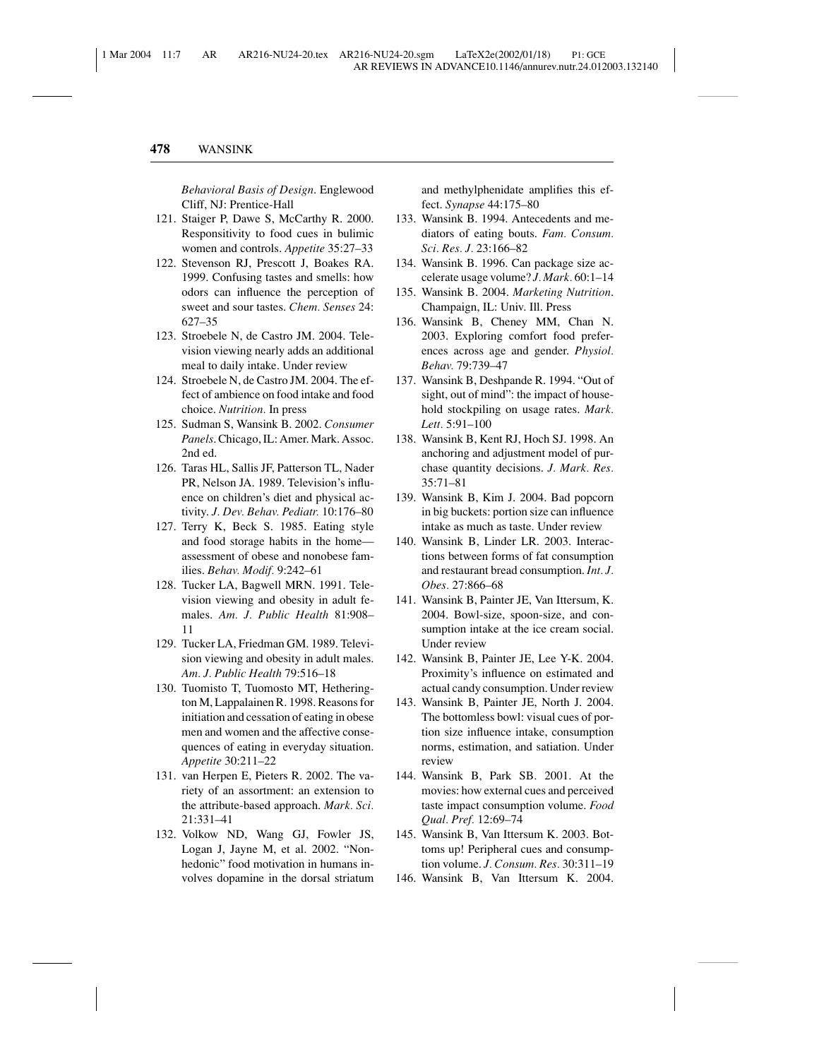*Behavioral Basis of Design*. Englewood Cliff, NJ: Prentice-Hall

121. Staiger P, Dawe S, McCarthy R. 2000. Responsitivity to food cues in bulimic women and controls. *Appetite* 35:27–33
122. Stevenson RJ, Prescott J, Boakes RA. 1999. Confusing tastes and smells: how odors can influence the perception of sweet and sour tastes. *Chem. Senses* 24: 627–35
123. Stroebele N, de Castro JM. 2004. Television viewing nearly adds an additional meal to daily intake. Under review
124. Stroebele N, de Castro JM. 2004. The effect of ambience on food intake and food choice. *Nutrition*. In press
125. Sudman S, Wansink B. 2002. *Consumer Panels*. Chicago, IL: Amer. Mark. Assoc. 2nd ed.
126. Taras HL, Sallis JF, Patterson TL, Nader PR, Nelson JA. 1989. Television's influence on children's diet and physical activity. *J. Dev. Behav. Pediatr.* 10:176–80
127. Terry K, Beck S. 1985. Eating style and food storage habits in the home—assessment of obese and nonobese families. *Behav. Modif.* 9:242–61
128. Tucker LA, Bagwell MRN. 1991. Television viewing and obesity in adult females. *Am. J. Public Health* 81:908–11
129. Tucker LA, Friedman GM. 1989. Television viewing and obesity in adult males. *Am. J. Public Health* 79:516–18
130. Tuomisto T, Tuomosto MT, Hetherington M, Lappalainen R. 1998. Reasons for initiation and cessation of eating in obese men and women and the affective consequences of eating in everyday situation. *Appetite* 30:211–22
131. van Herpen E, Pieters R. 2002. The variety of an assortment: an extension to the attribute-based approach. *Mark. Sci.* 21:331–41
132. Volkow ND, Wang GJ, Fowler JS, Logan J, Jayne M, et al. 2002. "Nonhedonic" food motivation in humans involves dopamine in the dorsal striatum and methylphenidate amplifies this effect. *Synapse* 44:175–80
133. Wansink B. 1994. Antecedents and mediators of eating bouts. *Fam. Consum. Sci. Res. J.* 23:166–82
134. Wansink B. 1996. Can package size accelerate usage volume? *J. Mark.* 60:1–14
135. Wansink B. 2004. *Marketing Nutrition*. Champaign, IL: Univ. Ill. Press
136. Wansink B, Cheney MM, Chan N. 2003. Exploring comfort food preferences across age and gender. *Physiol. Behav.* 79:739–47
137. Wansink B, Deshpande R. 1994. "Out of sight, out of mind": the impact of household stockpiling on usage rates. *Mark. Lett.* 5:91–100
138. Wansink B, Kent RJ, Hoch SJ. 1998. An anchoring and adjustment model of purchase quantity decisions. *J. Mark. Res.* 35:71–81
139. Wansink B, Kim J. 2004. Bad popcorn in big buckets: portion size can influence intake as much as taste. Under review
140. Wansink B, Linder LR. 2003. Interactions between forms of fat consumption and restaurant bread consumption. *Int. J. Obes.* 27:866–68
141. Wansink B, Painter JE, Van Ittersum, K. 2004. Bowl-size, spoon-size, and consumption intake at the ice cream social. Under review
142. Wansink B, Painter JE, Lee Y-K. 2004. Proximity's influence on estimated and actual candy consumption. Under review
143. Wansink B, Painter JE, North J. 2004. The bottomless bowl: visual cues of portion size influence intake, consumption norms, estimation, and satiation. Under review
144. Wansink B, Park SB. 2001. At the movies: how external cues and perceived taste impact consumption volume. *Food Qual. Pref.* 12:69–74
145. Wansink B, Van Ittersum K. 2003. Bottoms up! Peripheral cues and consumption volume. *J. Consum. Res.* 30:311–19
146. Wansink B, Van Ittersum K. 2004.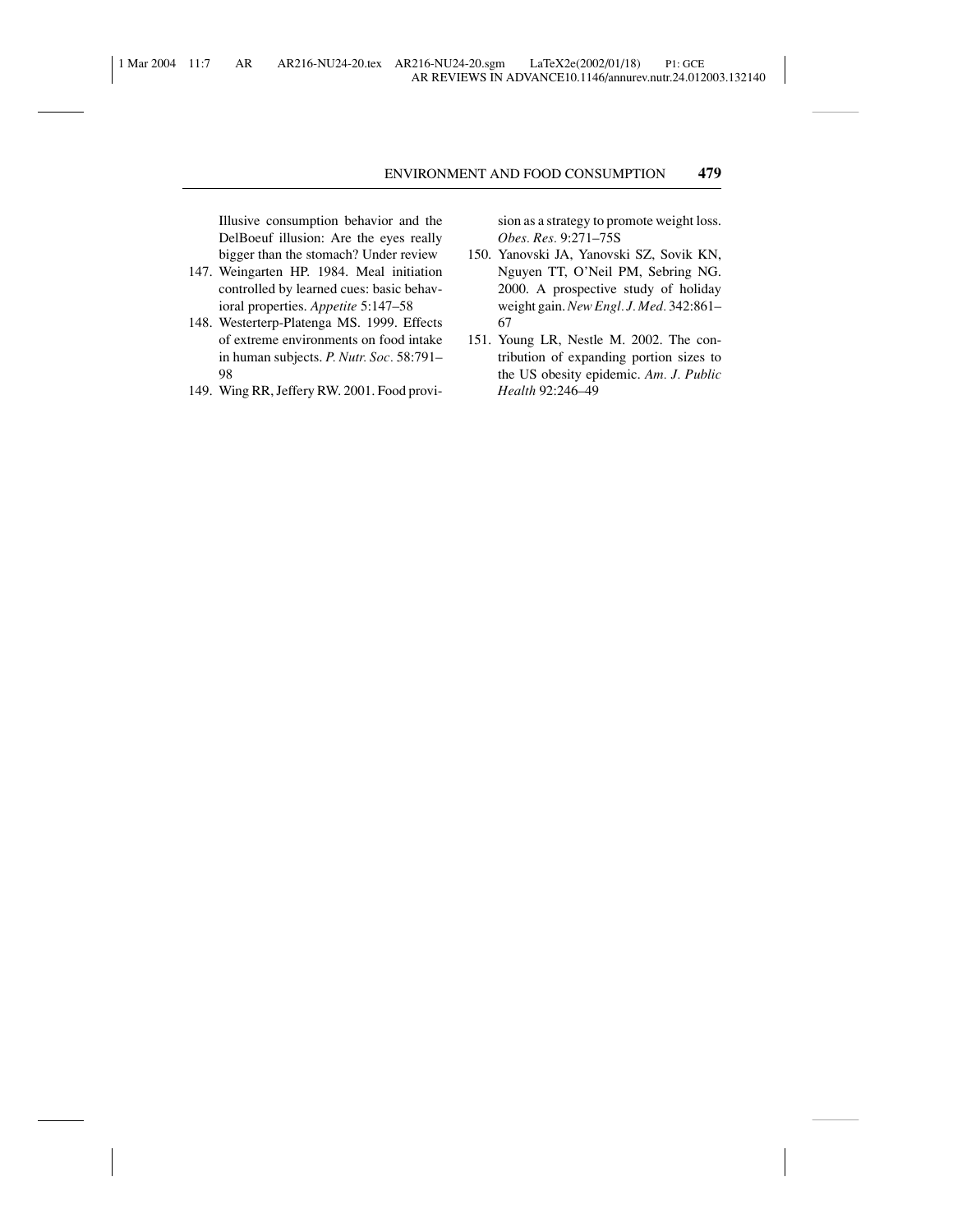Illusive consumption behavior and the DelBoeuf illusion: Are the eyes really bigger than the stomach? Under review

147. Weingarten HP. 1984. Meal initiation controlled by learned cues: basic behavioral properties. *Appetite* 5:147–58
148. Westerterp-Platenga MS. 1999. Effects of extreme environments on food intake in human subjects. *P. Nutr. Soc.* 58:791–98
149. Wing RR, Jeffery RW. 2001. Food provision as a strategy to promote weight loss. *Obes. Res.* 9:271–75S
150. Yanovski JA, Yanovski SZ, Sovik KN, Nguyen TT, O'Neil PM, Sebring NG. 2000. A prospective study of holiday weight gain. *New Engl. J. Med.* 342:861–67
151. Young LR, Nestle M. 2002. The contribution of expanding portion sizes to the US obesity epidemic. *Am. J. Public Health* 92:246–49